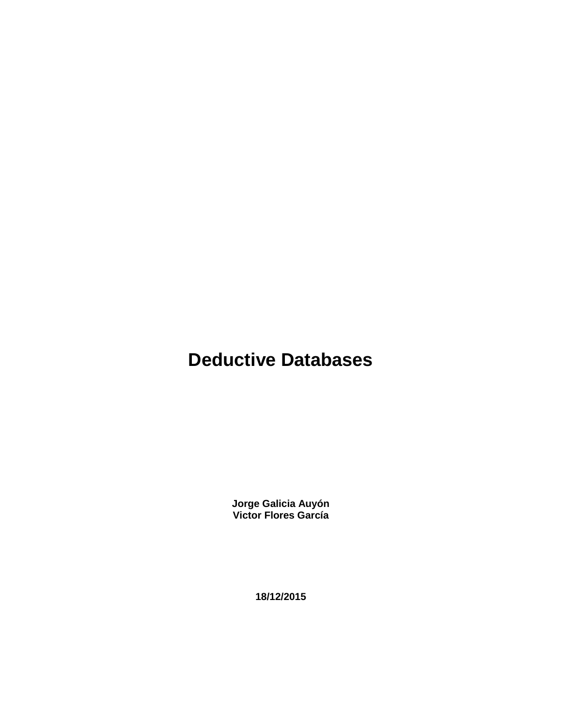# Deductive Databases

**Jorge Galicia Auyón**
**Victor Flores García**

**18/12/2015**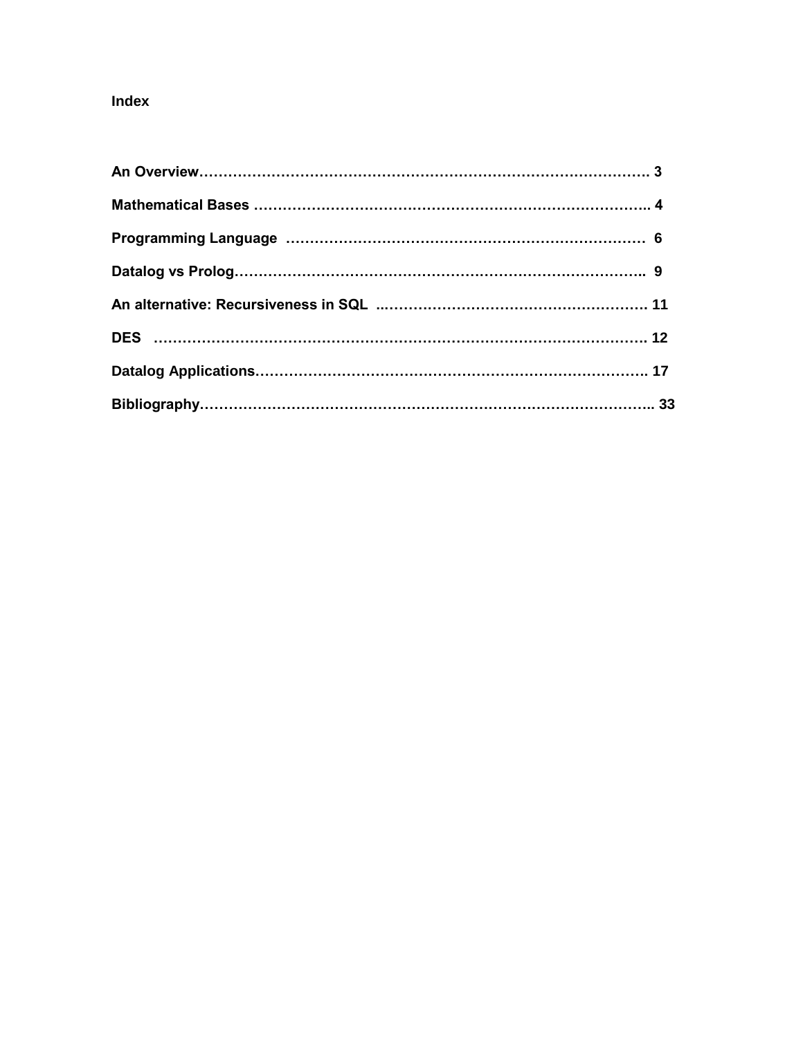## Index

**An Overview……………………………………………………………………………………. 3**

**Mathematical Bases ……………………………………………………………………….. 4**

**Programming Language ………………………………………………………………… 6**

**Datalog vs Prolog…………………………………………………………………………….. 9**

**An alternative: Recursiveness in SQL ..………………………………………………. 11**

**DES ………………………………………………………………………………………. 12**

**Datalog Applications………………………………………………………………………. 17**

**Bibliography……………………………………………………………………………….. 33**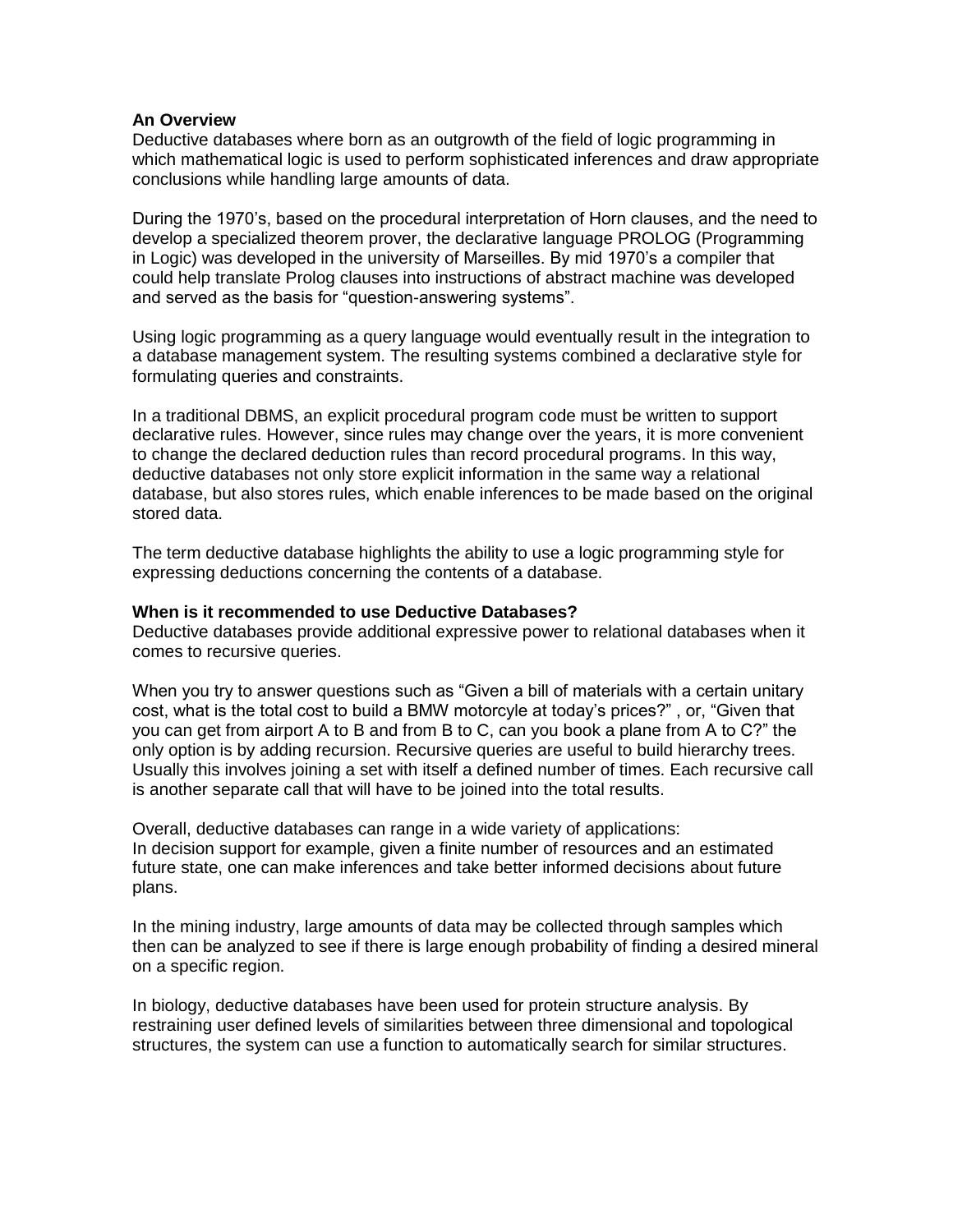**An Overview**

Deductive databases where born as an outgrowth of the field of logic programming in which mathematical logic is used to perform sophisticated inferences and draw appropriate conclusions while handling large amounts of data.

During the 1970's, based on the procedural interpretation of Horn clauses, and the need to develop a specialized theorem prover, the declarative language PROLOG (Programming in Logic) was developed in the university of Marseilles. By mid 1970's a compiler that could help translate Prolog clauses into instructions of abstract machine was developed and served as the basis for "question-answering systems".

Using logic programming as a query language would eventually result in the integration to a database management system. The resulting systems combined a declarative style for formulating queries and constraints.

In a traditional DBMS, an explicit procedural program code must be written to support declarative rules. However, since rules may change over the years, it is more convenient to change the declared deduction rules than record procedural programs. In this way, deductive databases not only store explicit information in the same way a relational database, but also stores rules, which enable inferences to be made based on the original stored data.

The term deductive database highlights the ability to use a logic programming style for expressing deductions concerning the contents of a database.

**When is it recommended to use Deductive Databases?**

Deductive databases provide additional expressive power to relational databases when it comes to recursive queries.

When you try to answer questions such as "Given a bill of materials with a certain unitary cost, what is the total cost to build a BMW motorcyle at today's prices?" , or, "Given that you can get from airport A to B and from B to C, can you book a plane from A to C?" the only option is by adding recursion. Recursive queries are useful to build hierarchy trees. Usually this involves joining a set with itself a defined number of times. Each recursive call is another separate call that will have to be joined into the total results.

Overall, deductive databases can range in a wide variety of applications:
In decision support for example, given a finite number of resources and an estimated future state, one can make inferences and take better informed decisions about future plans.

In the mining industry, large amounts of data may be collected through samples which then can be analyzed to see if there is large enough probability of finding a desired mineral on a specific region.

In biology, deductive databases have been used for protein structure analysis. By restraining user defined levels of similarities between three dimensional and topological structures, the system can use a function to automatically search for similar structures.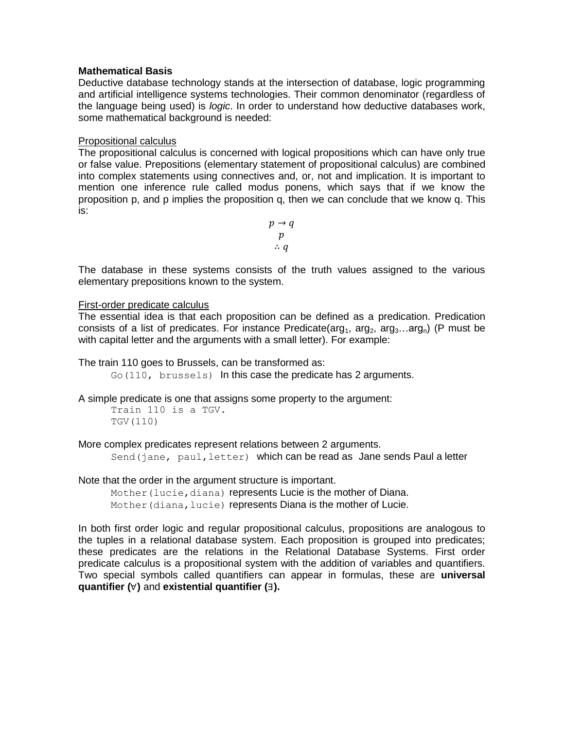**Mathematical Basis**

Deductive database technology stands at the intersection of database, logic programming and artificial intelligence systems technologies. Their common denominator (regardless of the language being used) is *logic*. In order to understand how deductive databases work, some mathematical background is needed:

<u>Propositional calculus</u>

The propositional calculus is concerned with logical propositions which can have only true or false value. Prepositions (elementary statement of propositional calculus) are combined into complex statements using connectives and, or, not and implication. It is important to mention one inference rule called modus ponens, which says that if we know the proposition p, and p implies the proposition q, then we can conclude that we know q. This is:

$$p \rightarrow q$$
$$p$$
$$\therefore q$$

The database in these systems consists of the truth values assigned to the various elementary prepositions known to the system.

<u>First-order predicate calculus</u>

The essential idea is that each proposition can be defined as a predication. Predication consists of a list of predicates. For instance Predicate($arg_1$, $arg_2$, $arg_3$…$arg_n$) (P must be with capital letter and the arguments with a small letter). For example:

The train 110 goes to Brussels, can be transformed as:

`Go(110, brussels)` In this case the predicate has 2 arguments.

A simple predicate is one that assigns some property to the argument:

```
Train 110 is a TGV.
TGV(110)
```

More complex predicates represent relations between 2 arguments.

`Send(jane, paul,letter)` which can be read as Jane sends Paul a letter

Note that the order in the argument structure is important.

`Mother(lucie,diana)` represents Lucie is the mother of Diana.
`Mother(diana,lucie)` represents Diana is the mother of Lucie.

In both first order logic and regular propositional calculus, propositions are analogous to the tuples in a relational database system. Each proposition is grouped into predicates; these predicates are the relations in the Relational Database Systems. First order predicate calculus is a propositional system with the addition of variables and quantifiers. Two special symbols called quantifiers can appear in formulas, these are **universal quantifier (∀)** and **existential quantifier (∃).**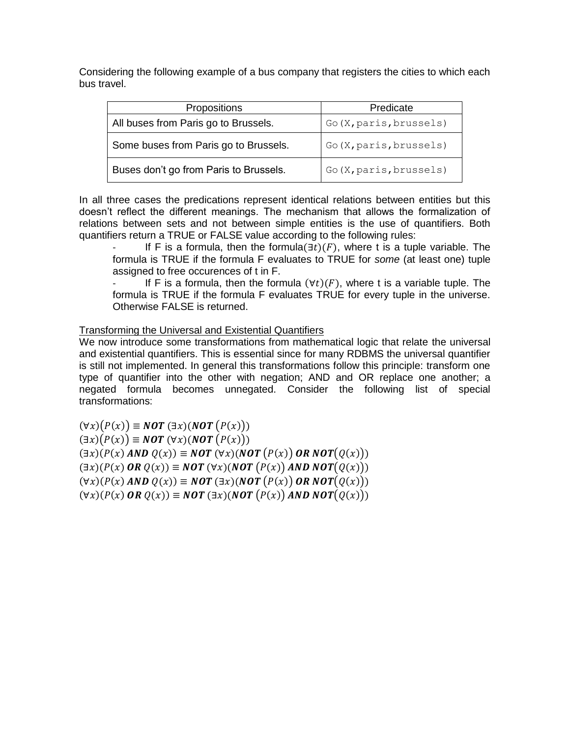Considering the following example of a bus company that registers the cities to which each bus travel.

| Propositions | Predicate |
|---|---|
| All buses from Paris go to Brussels. | `Go(X,paris,brussels)` |
| Some buses from Paris go to Brussels. | `Go(X,paris,brussels)` |
| Buses don't go from Paris to Brussels. | `Go(X,paris,brussels)` |

In all three cases the predications represent identical relations between entities but this doesn't reflect the different meanings. The mechanism that allows the formalization of relations between sets and not between simple entities is the use of quantifiers. Both quantifiers return a TRUE or FALSE value according to the following rules:

- If F is a formula, then the formula$(\exists t)(F)$, where t is a tuple variable. The formula is TRUE if the formula F evaluates to TRUE for *some* (at least one) tuple assigned to free occurences of t in F.
- If F is a formula, then the formula $(\forall t)(F)$, where t is a variable tuple. The formula is TRUE if the formula F evaluates TRUE for every tuple in the universe. Otherwise FALSE is returned.

<u>Transforming the Universal and Existential Quantifiers</u>

We now introduce some transformations from mathematical logic that relate the universal and existential quantifiers. This is essential since for many RDBMS the universal quantifier is still not implemented. In general this transformations follow this principle: transform one type of quantifier into the other with negation; AND and OR replace one another; a negated formula becomes unnegated. Consider the following list of special transformations:

$$(\forall x)\big(P(x)\big) \equiv \textbf{\textit{NOT}}\ (\exists x)(\textbf{\textit{NOT}}\ \big(P(x)\big))$$

$$(\exists x)\big(P(x)\big) \equiv \textbf{\textit{NOT}}\ (\forall x)(\textbf{\textit{NOT}}\ \big(P(x)\big))$$

$$(\exists x)(P(x)\ \textbf{\textit{AND}}\ Q(x)) \equiv \textbf{\textit{NOT}}\ (\forall x)(\textbf{\textit{NOT}}\ \big(P(x)\big)\ \textbf{\textit{OR}}\ \textbf{\textit{NOT}}\big(Q(x)\big))$$

$$(\exists x)(P(x)\ \textbf{\textit{OR}}\ Q(x)) \equiv \textbf{\textit{NOT}}\ (\forall x)(\textbf{\textit{NOT}}\ \big(P(x)\big)\ \textbf{\textit{AND}}\ \textbf{\textit{NOT}}\big(Q(x)\big))$$

$$(\forall x)(P(x)\ \textbf{\textit{AND}}\ Q(x)) \equiv \textbf{\textit{NOT}}\ (\exists x)(\textbf{\textit{NOT}}\ \big(P(x)\big)\ \textbf{\textit{OR}}\ \textbf{\textit{NOT}}\big(Q(x)\big))$$

$$(\forall x)(P(x)\ \textbf{\textit{OR}}\ Q(x)) \equiv \textbf{\textit{NOT}}\ (\exists x)(\textbf{\textit{NOT}}\ \big(P(x)\big)\ \textbf{\textit{AND}}\ \textbf{\textit{NOT}}\big(Q(x)\big))$$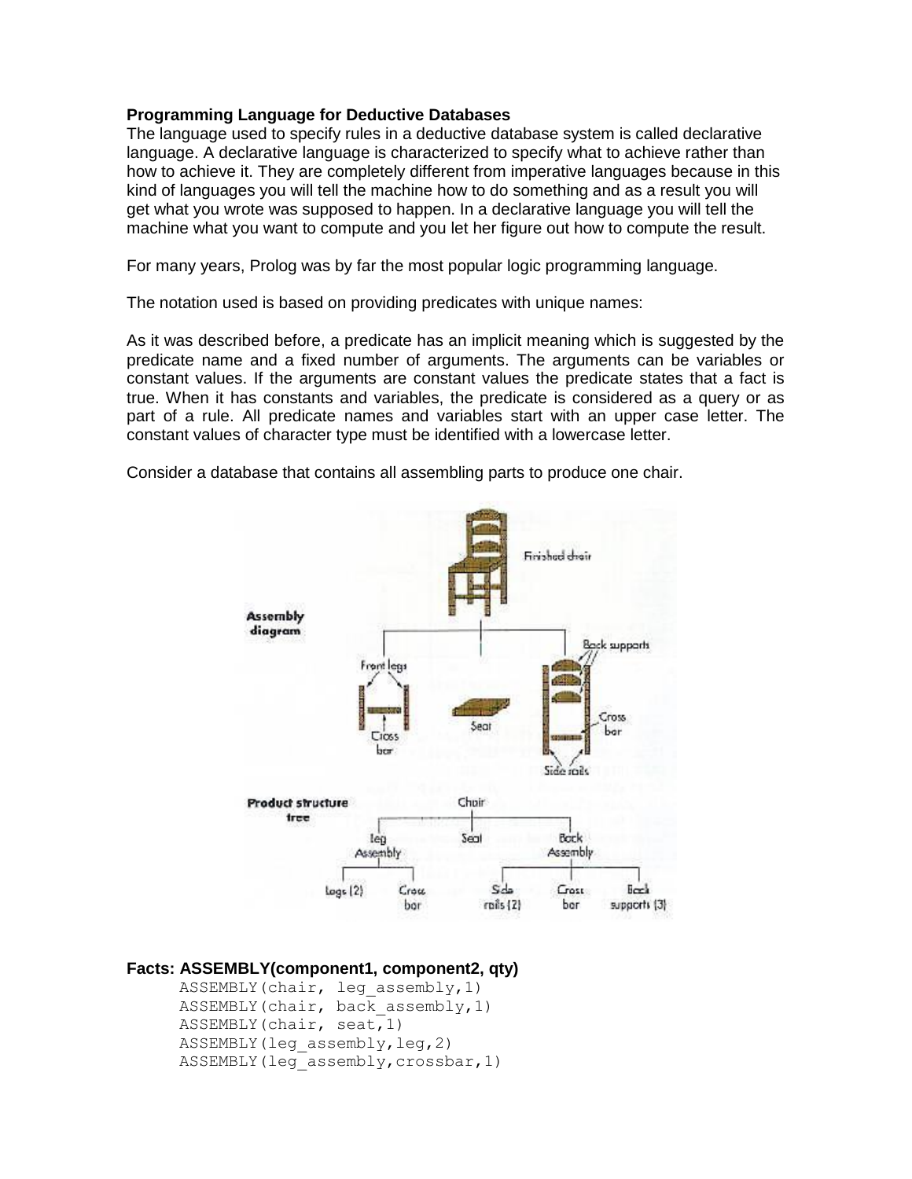**Programming Language for Deductive Databases**

The language used to specify rules in a deductive database system is called declarative language. A declarative language is characterized to specify what to achieve rather than how to achieve it. They are completely different from imperative languages because in this kind of languages you will tell the machine how to do something and as a result you will get what you wrote was supposed to happen. In a declarative language you will tell the machine what you want to compute and you let her figure out how to compute the result.

For many years, Prolog was by far the most popular logic programming language.

The notation used is based on providing predicates with unique names:

As it was described before, a predicate has an implicit meaning which is suggested by the predicate name and a fixed number of arguments. The arguments can be variables or constant values. If the arguments are constant values the predicate states that a fact is true. When it has constants and variables, the predicate is considered as a query or as part of a rule. All predicate names and variables start with an upper case letter. The constant values of character type must be identified with a lowercase letter.

Consider a database that contains all assembling parts to produce one chair.

**Facts: ASSEMBLY(component1, component2, qty)**

```
ASSEMBLY(chair, leg_assembly,1)
ASSEMBLY(chair, back_assembly,1)
ASSEMBLY(chair, seat,1)
ASSEMBLY(leg_assembly,leg,2)
ASSEMBLY(leg_assembly,crossbar,1)
```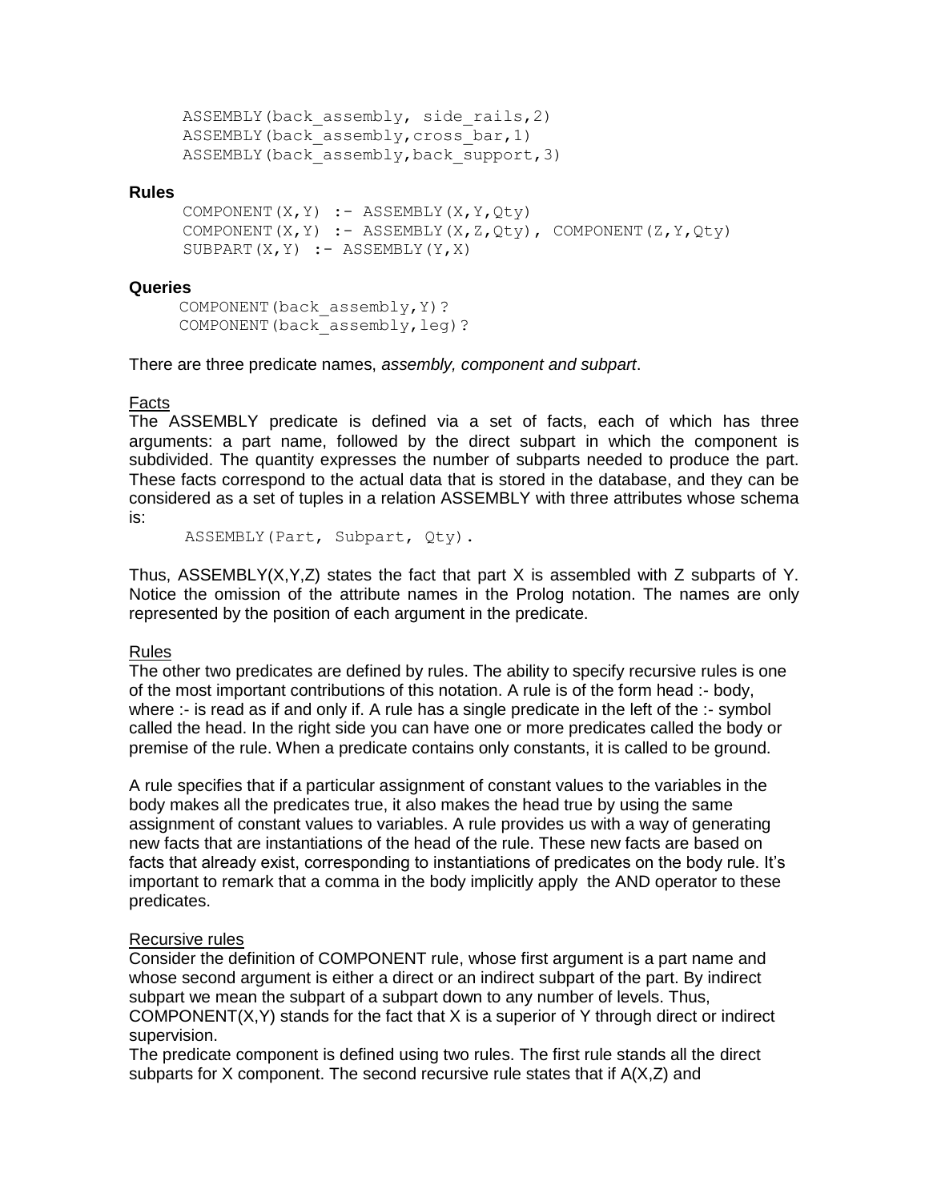```
ASSEMBLY(back_assembly, side_rails,2)
ASSEMBLY(back_assembly,cross_bar,1)
ASSEMBLY(back_assembly,back_support,3)
```

**Rules**

```
COMPONENT(X,Y) :- ASSEMBLY(X,Y,Qty)
COMPONENT(X,Y) :- ASSEMBLY(X,Z,Qty), COMPONENT(Z,Y,Qty)
SUBPART(X,Y) :- ASSEMBLY(Y,X)
```

**Queries**

```
COMPONENT(back_assembly,Y)?
COMPONENT(back_assembly,leg)?
```

There are three predicate names, *assembly, component and subpart*.

Facts

The ASSEMBLY predicate is defined via a set of facts, each of which has three arguments: a part name, followed by the direct subpart in which the component is subdivided. The quantity expresses the number of subparts needed to produce the part. These facts correspond to the actual data that is stored in the database, and they can be considered as a set of tuples in a relation ASSEMBLY with three attributes whose schema is:

```
ASSEMBLY(Part, Subpart, Qty).
```

Thus, ASSEMBLY(X,Y,Z) states the fact that part X is assembled with Z subparts of Y. Notice the omission of the attribute names in the Prolog notation. The names are only represented by the position of each argument in the predicate.

Rules

The other two predicates are defined by rules. The ability to specify recursive rules is one of the most important contributions of this notation. A rule is of the form head :- body, where :- is read as if and only if. A rule has a single predicate in the left of the :- symbol called the head. In the right side you can have one or more predicates called the body or premise of the rule. When a predicate contains only constants, it is called to be ground.

A rule specifies that if a particular assignment of constant values to the variables in the body makes all the predicates true, it also makes the head true by using the same assignment of constant values to variables. A rule provides us with a way of generating new facts that are instantiations of the head of the rule. These new facts are based on facts that already exist, corresponding to instantiations of predicates on the body rule. It's important to remark that a comma in the body implicitly apply the AND operator to these predicates.

Recursive rules

Consider the definition of COMPONENT rule, whose first argument is a part name and whose second argument is either a direct or an indirect subpart of the part. By indirect subpart we mean the subpart of a subpart down to any number of levels. Thus, COMPONENT(X,Y) stands for the fact that X is a superior of Y through direct or indirect supervision.

The predicate component is defined using two rules. The first rule stands all the direct subparts for X component. The second recursive rule states that if A(X,Z) and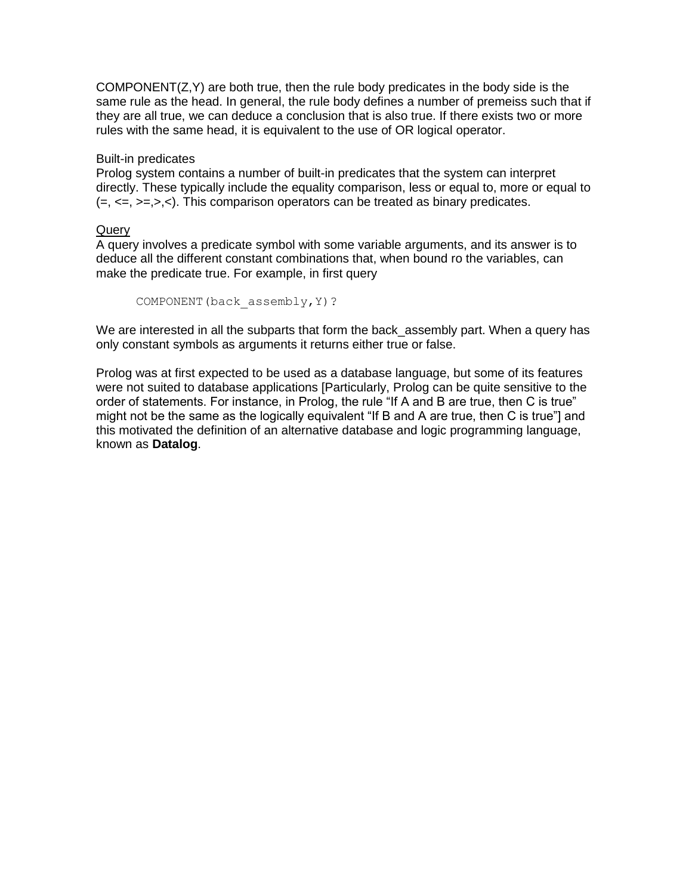COMPONENT(Z,Y) are both true, then the rule body predicates in the body side is the same rule as the head. In general, the rule body defines a number of premeiss such that if they are all true, we can deduce a conclusion that is also true. If there exists two or more rules with the same head, it is equivalent to the use of OR logical operator.

Built-in predicates

Prolog system contains a number of built-in predicates that the system can interpret directly. These typically include the equality comparison, less or equal to, more or equal to (=, <=, >=,>,<). This comparison operators can be treated as binary predicates.

Query

A query involves a predicate symbol with some variable arguments, and its answer is to deduce all the different constant combinations that, when bound ro the variables, can make the predicate true. For example, in first query

```
COMPONENT(back_assembly,Y)?
```

We are interested in all the subparts that form the back_assembly part. When a query has only constant symbols as arguments it returns either true or false.

Prolog was at first expected to be used as a database language, but some of its features were not suited to database applications [Particularly, Prolog can be quite sensitive to the order of statements. For instance, in Prolog, the rule “If A and B are true, then C is true” might not be the same as the logically equivalent “If B and A are true, then C is true”] and this motivated the definition of an alternative database and logic programming language, known as **Datalog**.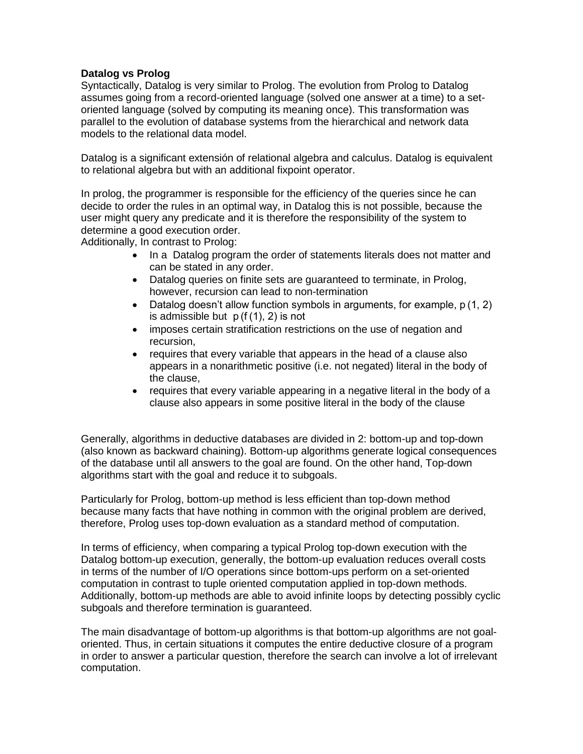**Datalog vs Prolog**

Syntactically, Datalog is very similar to Prolog. The evolution from Prolog to Datalog assumes going from a record-oriented language (solved one answer at a time) to a set-oriented language (solved by computing its meaning once). This transformation was parallel to the evolution of database systems from the hierarchical and network data models to the relational data model.

Datalog is a significant extensión of relational algebra and calculus. Datalog is equivalent to relational algebra but with an additional fixpoint operator.

In prolog, the programmer is responsible for the efficiency of the queries since he can decide to order the rules in an optimal way, in Datalog this is not possible, because the user might query any predicate and it is therefore the responsibility of the system to determine a good execution order.
Additionally, In contrast to Prolog:

- In a Datalog program the order of statements literals does not matter and can be stated in any order.
- Datalog queries on finite sets are guaranteed to terminate, in Prolog, however, recursion can lead to non-termination
- Datalog doesn't allow function symbols in arguments, for example, p (1, 2) is admissible but p (f (1), 2) is not
- imposes certain stratification restrictions on the use of negation and recursion,
- requires that every variable that appears in the head of a clause also appears in a nonarithmetic positive (i.e. not negated) literal in the body of the clause,
- requires that every variable appearing in a negative literal in the body of a clause also appears in some positive literal in the body of the clause

Generally, algorithms in deductive databases are divided in 2: bottom-up and top-down (also known as backward chaining). Bottom-up algorithms generate logical consequences of the database until all answers to the goal are found. On the other hand, Top-down algorithms start with the goal and reduce it to subgoals.

Particularly for Prolog, bottom-up method is less efficient than top-down method because many facts that have nothing in common with the original problem are derived, therefore, Prolog uses top-down evaluation as a standard method of computation.

In terms of efficiency, when comparing a typical Prolog top-down execution with the Datalog bottom-up execution, generally, the bottom-up evaluation reduces overall costs in terms of the number of I/O operations since bottom-ups perform on a set-oriented computation in contrast to tuple oriented computation applied in top-down methods. Additionally, bottom-up methods are able to avoid infinite loops by detecting possibly cyclic subgoals and therefore termination is guaranteed.

The main disadvantage of bottom-up algorithms is that bottom-up algorithms are not goal-oriented. Thus, in certain situations it computes the entire deductive closure of a program in order to answer a particular question, therefore the search can involve a lot of irrelevant computation.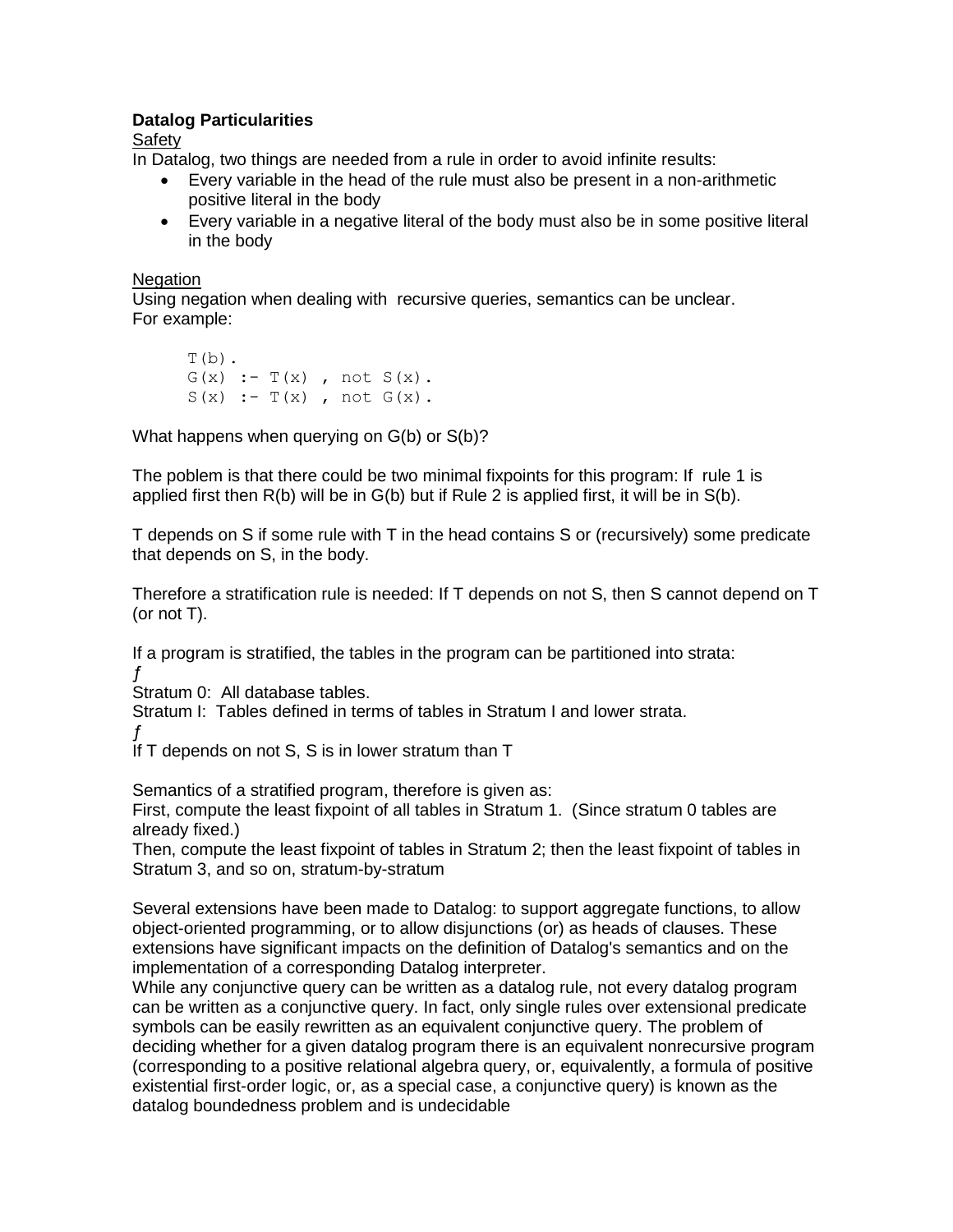**Datalog Particularities**

Safety

In Datalog, two things are needed from a rule in order to avoid infinite results:

- Every variable in the head of the rule must also be present in a non-arithmetic positive literal in the body
- Every variable in a negative literal of the body must also be in some positive literal in the body

Negation

Using negation when dealing with recursive queries, semantics can be unclear.
For example:

```
T(b).
G(x) :- T(x) , not S(x).
S(x) :- T(x) , not G(x).
```

What happens when querying on G(b) or S(b)?

The poblem is that there could be two minimal fixpoints for this program: If rule 1 is applied first then R(b) will be in G(b) but if Rule 2 is applied first, it will be in S(b).

T depends on S if some rule with T in the head contains S or (recursively) some predicate that depends on S, in the body.

Therefore a stratification rule is needed: If T depends on not S, then S cannot depend on T (or not T).

If a program is stratified, the tables in the program can be partitioned into strata:
ƒ
Stratum 0: All database tables.
Stratum I: Tables defined in terms of tables in Stratum I and lower strata.
ƒ
If T depends on not S, S is in lower stratum than T

Semantics of a stratified program, therefore is given as:
First, compute the least fixpoint of all tables in Stratum 1. (Since stratum 0 tables are already fixed.)
Then, compute the least fixpoint of tables in Stratum 2; then the least fixpoint of tables in Stratum 3, and so on, stratum-by-stratum

Several extensions have been made to Datalog: to support aggregate functions, to allow object-oriented programming, or to allow disjunctions (or) as heads of clauses. These extensions have significant impacts on the definition of Datalog's semantics and on the implementation of a corresponding Datalog interpreter.
While any conjunctive query can be written as a datalog rule, not every datalog program can be written as a conjunctive query. In fact, only single rules over extensional predicate symbols can be easily rewritten as an equivalent conjunctive query. The problem of deciding whether for a given datalog program there is an equivalent nonrecursive program (corresponding to a positive relational algebra query, or, equivalently, a formula of positive existential first-order logic, or, as a special case, a conjunctive query) is known as the datalog boundedness problem and is undecidable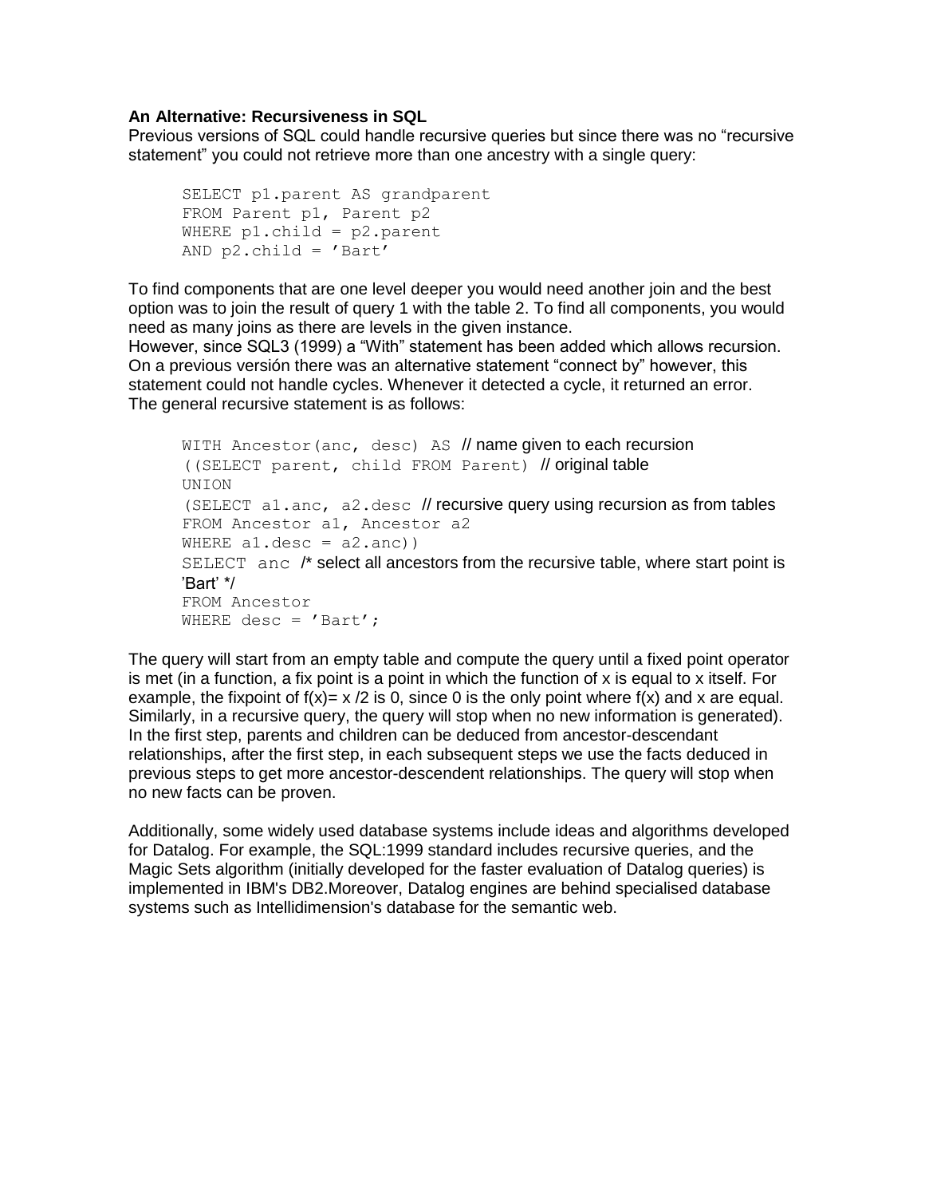**An Alternative: Recursiveness in SQL**

Previous versions of SQL could handle recursive queries but since there was no “recursive statement” you could not retrieve more than one ancestry with a single query:

```
SELECT p1.parent AS grandparent
FROM Parent p1, Parent p2
WHERE p1.child = p2.parent
AND p2.child = 'Bart'
```

To find components that are one level deeper you would need another join and the best option was to join the result of query 1 with the table 2. To find all components, you would need as many joins as there are levels in the given instance.
However, since SQL3 (1999) a “With” statement has been added which allows recursion. On a previous versión there was an alternative statement “connect by” however, this statement could not handle cycles. Whenever it detected a cycle, it returned an error.
The general recursive statement is as follows:

```
WITH Ancestor(anc, desc) AS  // name given to each recursion
((SELECT parent, child FROM Parent)  // original table
UNION
(SELECT a1.anc, a2.desc  // recursive query using recursion as from tables
FROM Ancestor a1, Ancestor a2
WHERE a1.desc = a2.anc))
SELECT anc  /* select all ancestors from the recursive table, where start point is
'Bart' */
FROM Ancestor
WHERE desc = 'Bart';
```

The query will start from an empty table and compute the query until a fixed point operator is met (in a function, a fix point is a point in which the function of x is equal to x itself. For example, the fixpoint of $f(x)= x /2$ is 0, since 0 is the only point where f(x) and x are equal. Similarly, in a recursive query, the query will stop when no new information is generated). In the first step, parents and children can be deduced from ancestor-descendant relationships, after the first step, in each subsequent steps we use the facts deduced in previous steps to get more ancestor-descendent relationships. The query will stop when no new facts can be proven.

Additionally, some widely used database systems include ideas and algorithms developed for Datalog. For example, the SQL:1999 standard includes recursive queries, and the Magic Sets algorithm (initially developed for the faster evaluation of Datalog queries) is implemented in IBM's DB2.Moreover, Datalog engines are behind specialised database systems such as Intellidimension's database for the semantic web.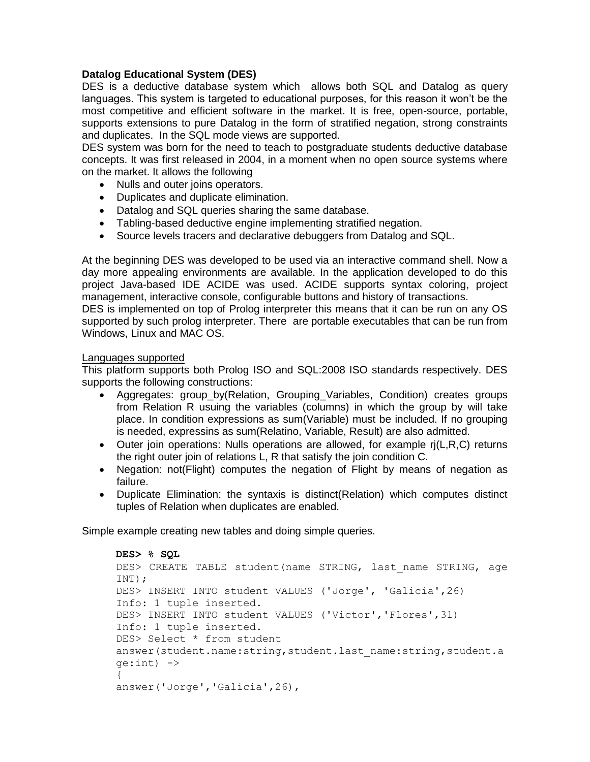**Datalog Educational System (DES)**

DES is a deductive database system which allows both SQL and Datalog as query languages. This system is targeted to educational purposes, for this reason it won't be the most competitive and efficient software in the market. It is free, open-source, portable, supports extensions to pure Datalog in the form of stratified negation, strong constraints and duplicates. In the SQL mode views are supported.

DES system was born for the need to teach to postgraduate students deductive database concepts. It was first released in 2004, in a moment when no open source systems where on the market. It allows the following

- Nulls and outer joins operators.
- Duplicates and duplicate elimination.
- Datalog and SQL queries sharing the same database.
- Tabling-based deductive engine implementing stratified negation.
- Source levels tracers and declarative debuggers from Datalog and SQL.

At the beginning DES was developed to be used via an interactive command shell. Now a day more appealing environments are available. In the application developed to do this project Java-based IDE ACIDE was used. ACIDE supports syntax coloring, project management, interactive console, configurable buttons and history of transactions.

DES is implemented on top of Prolog interpreter this means that it can be run on any OS supported by such prolog interpreter. There are portable executables that can be run from Windows, Linux and MAC OS.

Languages supported

This platform supports both Prolog ISO and SQL:2008 ISO standards respectively. DES supports the following constructions:

- Aggregates: group_by(Relation, Grouping_Variables, Condition) creates groups from Relation R usuing the variables (columns) in which the group by will take place. In condition expressions as sum(Variable) must be included. If no grouping is needed, expressins as sum(Relatino, Variable, Result) are also admitted.
- Outer join operations: Nulls operations are allowed, for example rj(L,R,C) returns the right outer join of relations L, R that satisfy the join condition C.
- Negation: not(Flight) computes the negation of Flight by means of negation as failure.
- Duplicate Elimination: the syntaxis is distinct(Relation) which computes distinct tuples of Relation when duplicates are enabled.

Simple example creating new tables and doing simple queries.

```
DES> % SQL
DES> CREATE TABLE student(name STRING, last_name STRING, age INT);
DES> INSERT INTO student VALUES ('Jorge', 'Galicia',26)
Info: 1 tuple inserted.
DES> INSERT INTO student VALUES ('Victor','Flores',31)
Info: 1 tuple inserted.
DES> Select * from student
answer(student.name:string,student.last_name:string,student.age:int) ->
{
answer('Jorge','Galicia',26),
```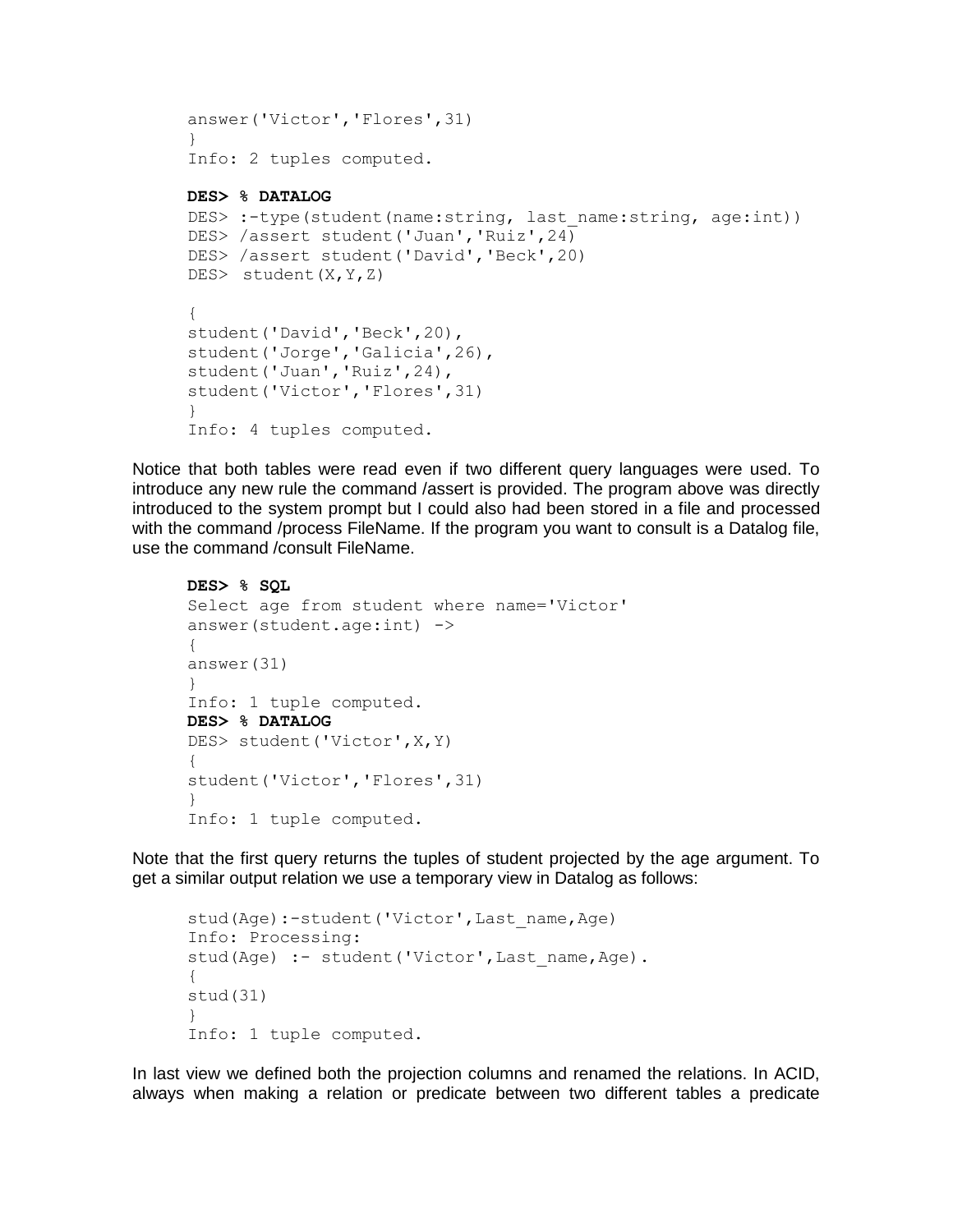```
answer('Victor','Flores',31)
}
Info: 2 tuples computed.

DES> % DATALOG
DES> :-type(student(name:string, last_name:string, age:int))
DES> /assert student('Juan','Ruiz',24)
DES> /assert student('David','Beck',20)
DES>  student(X,Y,Z)

{
student('David','Beck',20),
student('Jorge','Galicia',26),
student('Juan','Ruiz',24),
student('Victor','Flores',31)
}
Info: 4 tuples computed.
```

Notice that both tables were read even if two different query languages were used. To introduce any new rule the command /assert is provided. The program above was directly introduced to the system prompt but I could also had been stored in a file and processed with the command /process FileName. If the program you want to consult is a Datalog file, use the command /consult FileName.

```
DES> % SQL
Select age from student where name='Victor'
answer(student.age:int) ->
{
answer(31)
}
Info: 1 tuple computed.
DES> % DATALOG
DES> student('Victor',X,Y)
{
student('Victor','Flores',31)
}
Info: 1 tuple computed.
```

Note that the first query returns the tuples of student projected by the age argument. To get a similar output relation we use a temporary view in Datalog as follows:

```
stud(Age):-student('Victor',Last_name,Age)
Info: Processing:
stud(Age) :- student('Victor',Last_name,Age).
{
stud(31)
}
Info: 1 tuple computed.
```

In last view we defined both the projection columns and renamed the relations. In ACID, always when making a relation or predicate between two different tables a predicate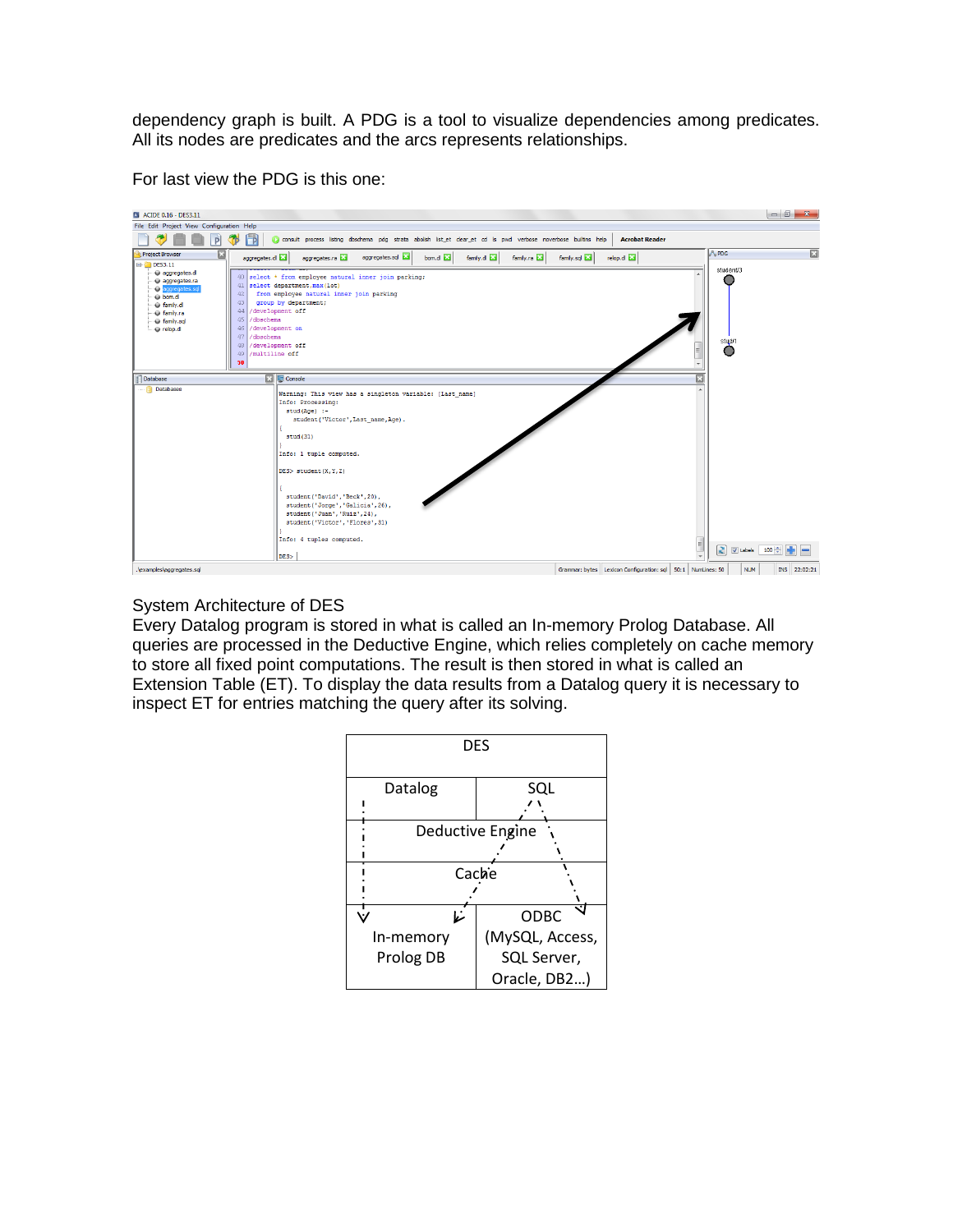dependency graph is built. A PDG is a tool to visualize dependencies among predicates. All its nodes are predicates and the arcs represents relationships.

For last view the PDG is this one:

System Architecture of DES

Every Datalog program is stored in what is called an In-memory Prolog Database. All queries are processed in the Deductive Engine, which relies completely on cache memory to store all fixed point computations. The result is then stored in what is called an Extension Table (ET). To display the data results from a Datalog query it is necessary to inspect ET for entries matching the query after its solving.

| DES | |
|---|---|
| Datalog | SQL |
| Deductive Engine | |
| Cache | |
| In-memory Prolog DB | ODBC (MySQL, Access, SQL Server, Oracle, DB2…) |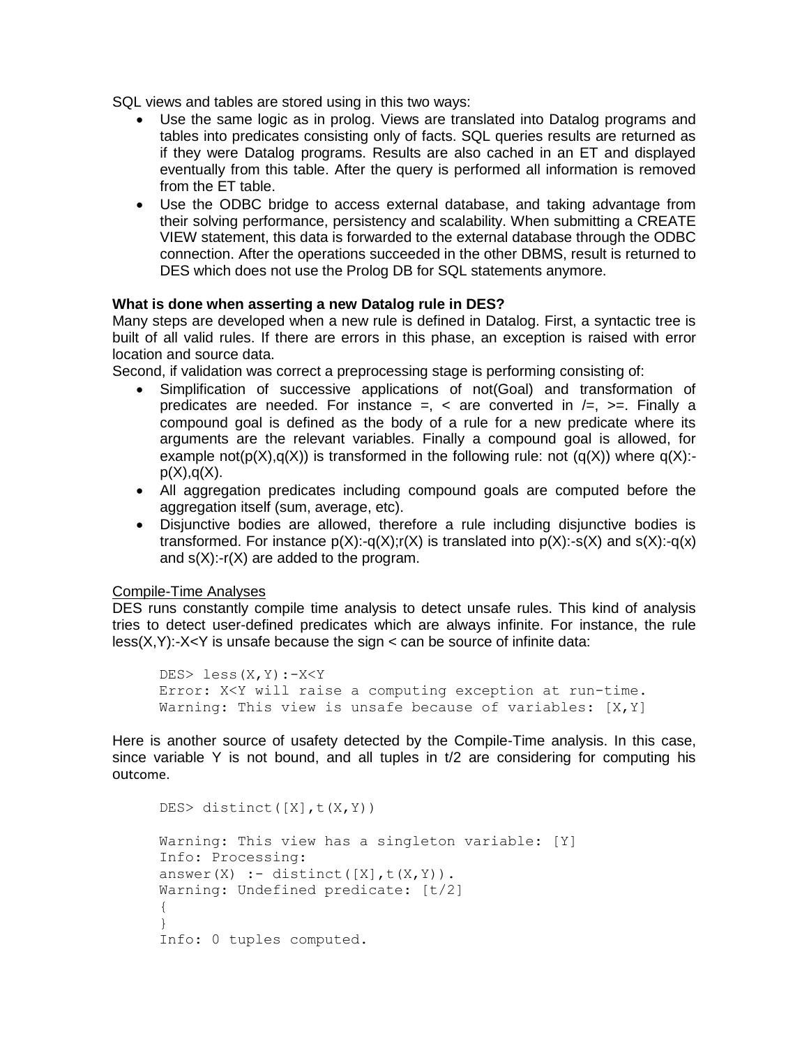SQL views and tables are stored using in this two ways:

- Use the same logic as in prolog. Views are translated into Datalog programs and tables into predicates consisting only of facts. SQL queries results are returned as if they were Datalog programs. Results are also cached in an ET and displayed eventually from this table. After the query is performed all information is removed from the ET table.
- Use the ODBC bridge to access external database, and taking advantage from their solving performance, persistency and scalability. When submitting a CREATE VIEW statement, this data is forwarded to the external database through the ODBC connection. After the operations succeeded in the other DBMS, result is returned to DES which does not use the Prolog DB for SQL statements anymore.

**What is done when asserting a new Datalog rule in DES?**

Many steps are developed when a new rule is defined in Datalog. First, a syntactic tree is built of all valid rules. If there are errors in this phase, an exception is raised with error location and source data.

Second, if validation was correct a preprocessing stage is performing consisting of:

- Simplification of successive applications of not(Goal) and transformation of predicates are needed. For instance =, < are converted in /=, >=. Finally a compound goal is defined as the body of a rule for a new predicate where its arguments are the relevant variables. Finally a compound goal is allowed, for example not(p(X),q(X)) is transformed in the following rule: not (q(X)) where q(X):-p(X),q(X).
- All aggregation predicates including compound goals are computed before the aggregation itself (sum, average, etc).
- Disjunctive bodies are allowed, therefore a rule including disjunctive bodies is transformed. For instance p(X):-q(X);r(X) is translated into p(X):-s(X) and s(X):-q(x) and s(X):-r(X) are added to the program.

Compile-Time Analyses

DES runs constantly compile time analysis to detect unsafe rules. This kind of analysis tries to detect user-defined predicates which are always infinite. For instance, the rule less(X,Y):-X<Y is unsafe because the sign < can be source of infinite data:

```
DES> less(X,Y):-X<Y
Error: X<Y will raise a computing exception at run-time.
Warning: This view is unsafe because of variables: [X,Y]
```

Here is another source of usafety detected by the Compile-Time analysis. In this case, since variable Y is not bound, and all tuples in t/2 are considering for computing his outcome.

```
DES> distinct([X],t(X,Y))

Warning: This view has a singleton variable: [Y]
Info: Processing:
answer(X) :- distinct([X],t(X,Y)).
Warning: Undefined predicate: [t/2]
{
}
Info: 0 tuples computed.
```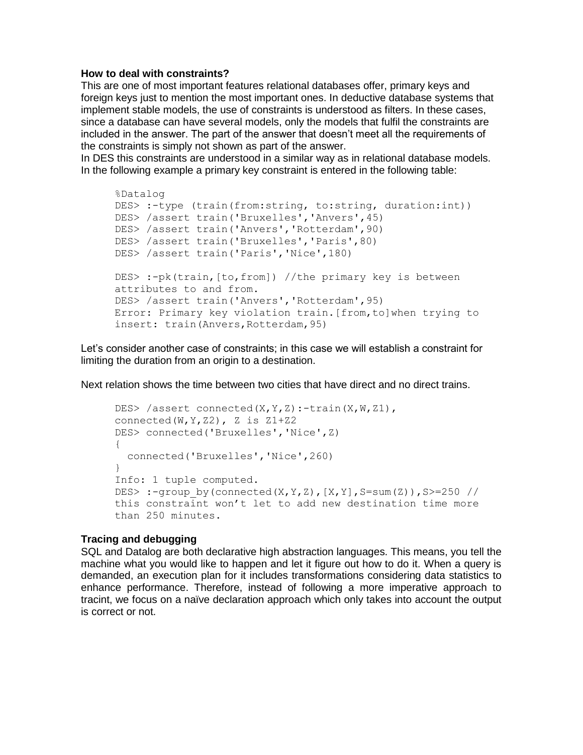**How to deal with constraints?**

This are one of most important features relational databases offer, primary keys and foreign keys just to mention the most important ones. In deductive database systems that implement stable models, the use of constraints is understood as filters. In these cases, since a database can have several models, only the models that fulfil the constraints are included in the answer. The part of the answer that doesn't meet all the requirements of the constraints is simply not shown as part of the answer.

In DES this constraints are understood in a similar way as in relational database models. In the following example a primary key constraint is entered in the following table:

```
%Datalog
DES> :-type (train(from:string, to:string, duration:int))
DES> /assert train('Bruxelles','Anvers',45)
DES> /assert train('Anvers','Rotterdam',90)
DES> /assert train('Bruxelles','Paris',80)
DES> /assert train('Paris','Nice',180)

DES> :-pk(train,[to,from]) //the primary key is between
attributes to and from.
DES> /assert train('Anvers','Rotterdam',95)
Error: Primary key violation train.[from,to]when trying to
insert: train(Anvers,Rotterdam,95)
```

Let's consider another case of constraints; in this case we will establish a constraint for limiting the duration from an origin to a destination.

Next relation shows the time between two cities that have direct and no direct trains.

```
DES> /assert connected(X,Y,Z):-train(X,W,Z1),
connected(W,Y,Z2), Z is Z1+Z2
DES> connected('Bruxelles','Nice',Z)
{
  connected('Bruxelles','Nice',260)
}
Info: 1 tuple computed.
DES> :-group_by(connected(X,Y,Z),[X,Y],S=sum(Z)),S>=250 //
this constraint won't let to add new destination time more
than 250 minutes.
```

**Tracing and debugging**

SQL and Datalog are both declarative high abstraction languages. This means, you tell the machine what you would like to happen and let it figure out how to do it. When a query is demanded, an execution plan for it includes transformations considering data statistics to enhance performance. Therefore, instead of following a more imperative approach to tracint, we focus on a naïve declaration approach which only takes into account the output is correct or not.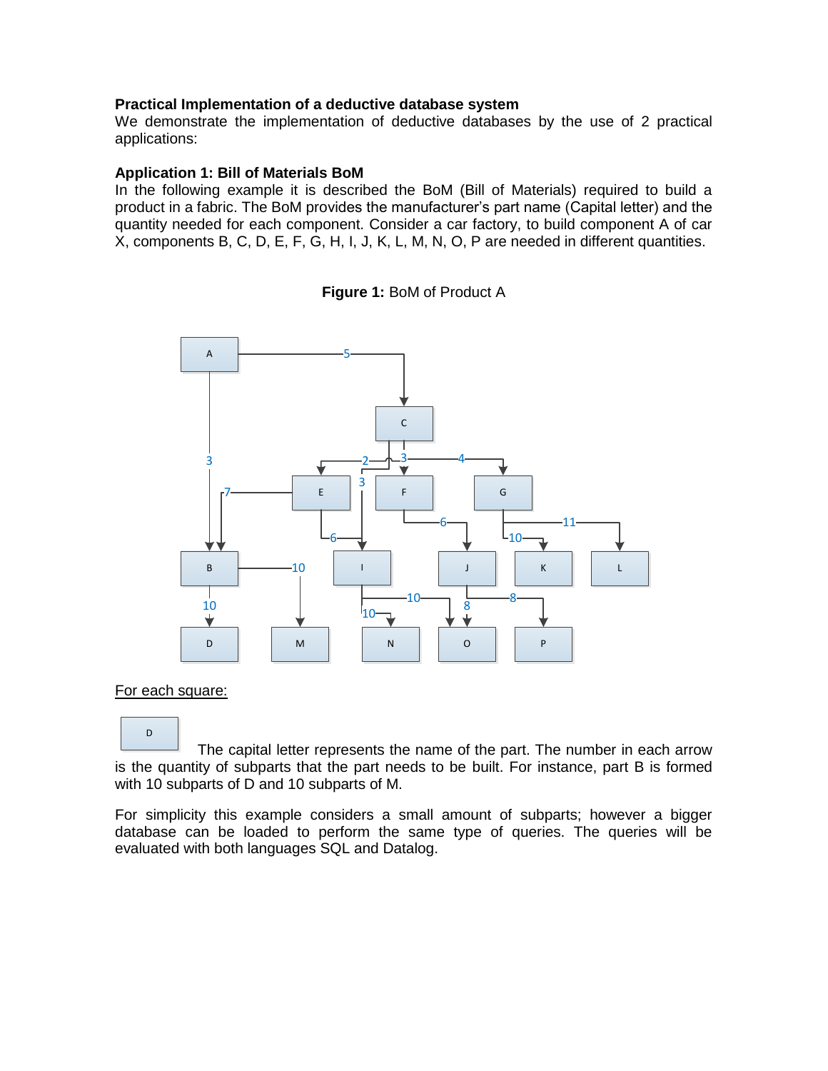**Practical Implementation of a deductive database system**
We demonstrate the implementation of deductive databases by the use of 2 practical applications:

**Application 1: Bill of Materials BoM**
In the following example it is described the BoM (Bill of Materials) required to build a product in a fabric. The BoM provides the manufacturer's part name (Capital letter) and the quantity needed for each component. Consider a car factory, to build component A of car X, components B, C, D, E, F, G, H, I, J, K, L, M, N, O, P are needed in different quantities.

**Figure 1:** BoM of Product A

For each square:

The capital letter represents the name of the part. The number in each arrow is the quantity of subparts that the part needs to be built. For instance, part B is formed with 10 subparts of D and 10 subparts of M.

For simplicity this example considers a small amount of subparts; however a bigger database can be loaded to perform the same type of queries. The queries will be evaluated with both languages SQL and Datalog.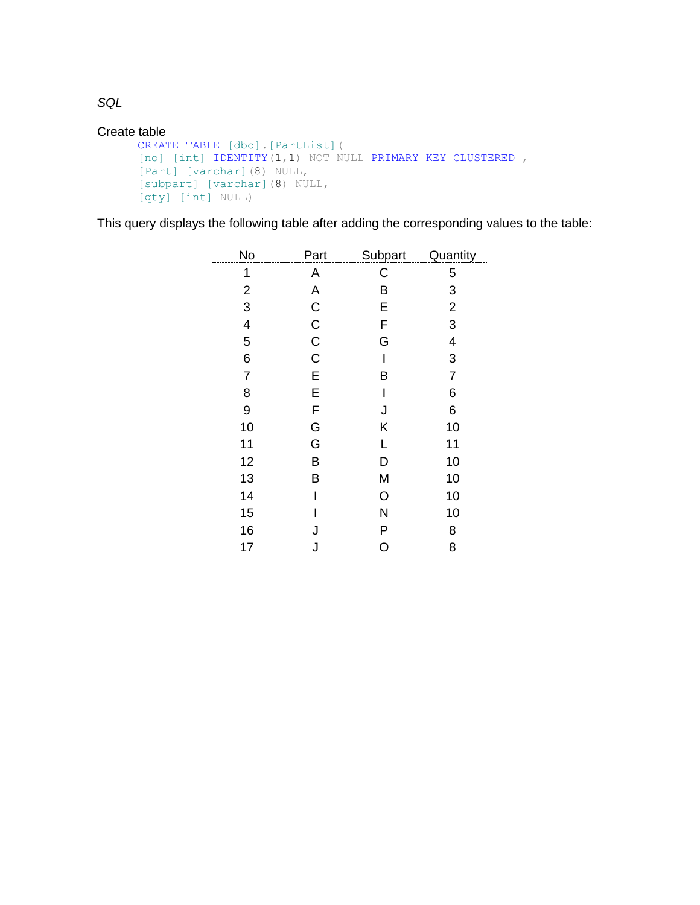*SQL*

Create table

```
CREATE TABLE [dbo].[PartList](
[no] [int] IDENTITY(1,1) NOT NULL PRIMARY KEY CLUSTERED ,
[Part] [varchar](8) NULL,
[subpart] [varchar](8) NULL,
[qty] [int] NULL)
```

This query displays the following table after adding the corresponding values to the table:

| No | Part | Subpart | Quantity |
|---|---|---|---|
| 1 | A | C | 5 |
| 2 | A | B | 3 |
| 3 | C | E | 2 |
| 4 | C | F | 3 |
| 5 | C | G | 4 |
| 6 | C | I | 3 |
| 7 | E | B | 7 |
| 8 | E | I | 6 |
| 9 | F | J | 6 |
| 10 | G | K | 10 |
| 11 | G | L | 11 |
| 12 | B | D | 10 |
| 13 | B | M | 10 |
| 14 | I | O | 10 |
| 15 | I | N | 10 |
| 16 | J | P | 8 |
| 17 | J | O | 8 |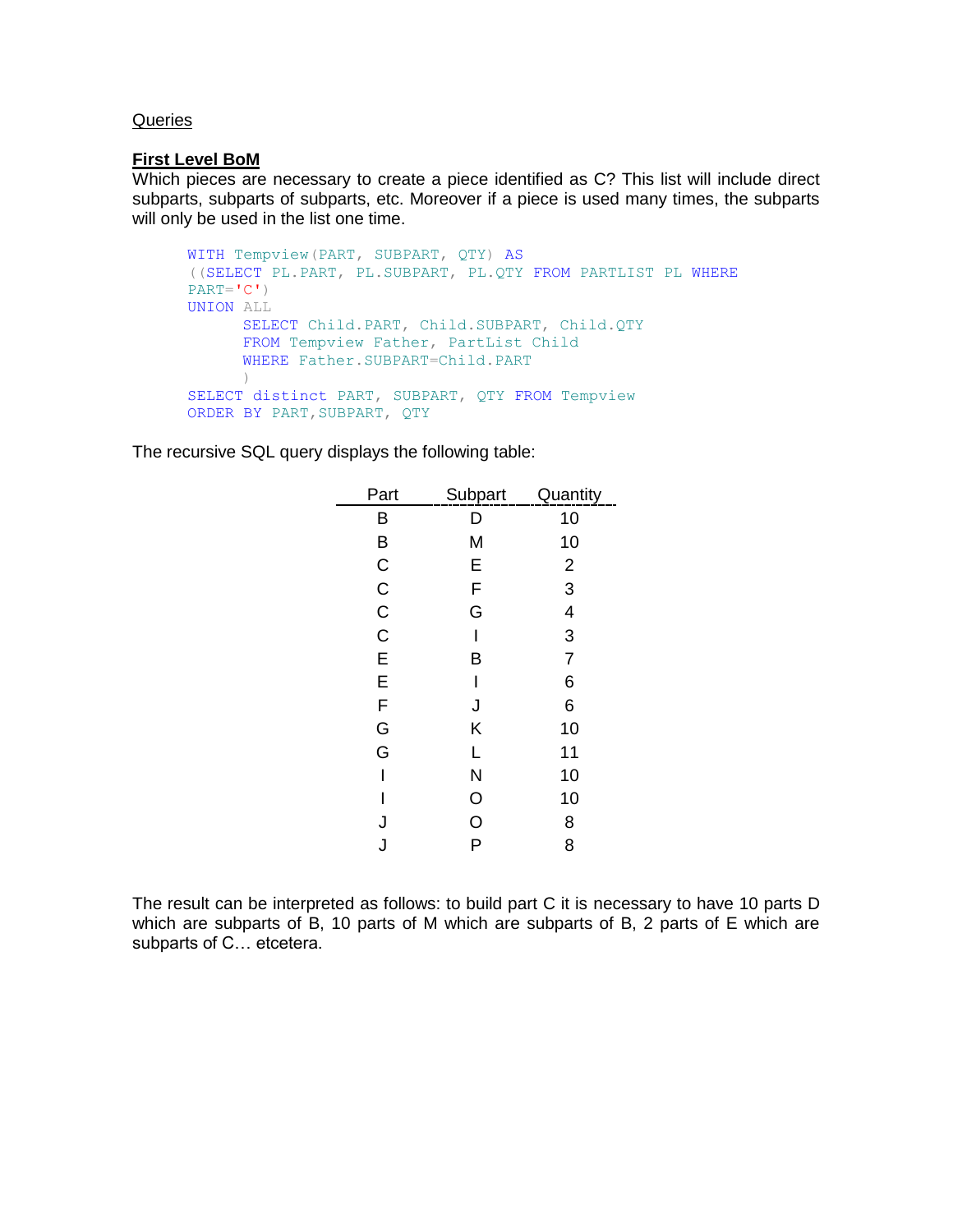Queries

**First Level BoM**

Which pieces are necessary to create a piece identified as C? This list will include direct subparts, subparts of subparts, etc. Moreover if a piece is used many times, the subparts will only be used in the list one time.

```
WITH Tempview(PART, SUBPART, QTY) AS
((SELECT PL.PART, PL.SUBPART, PL.QTY FROM PARTLIST PL WHERE
PART='C')
UNION ALL
      SELECT Child.PART, Child.SUBPART, Child.QTY
      FROM Tempview Father, PartList Child
      WHERE Father.SUBPART=Child.PART
      )
SELECT distinct PART, SUBPART, QTY FROM Tempview
ORDER BY PART,SUBPART, QTY
```

The recursive SQL query displays the following table:

| Part | Subpart | Quantity |
|---|---|---|
| B | D | 10 |
| B | M | 10 |
| C | E | 2 |
| C | F | 3 |
| C | G | 4 |
| C | I | 3 |
| E | B | 7 |
| E | I | 6 |
| F | J | 6 |
| G | K | 10 |
| G | L | 11 |
| I | N | 10 |
| I | O | 10 |
| J | O | 8 |
| J | P | 8 |

The result can be interpreted as follows: to build part C it is necessary to have 10 parts D which are subparts of B, 10 parts of M which are subparts of B, 2 parts of E which are subparts of C… etcetera.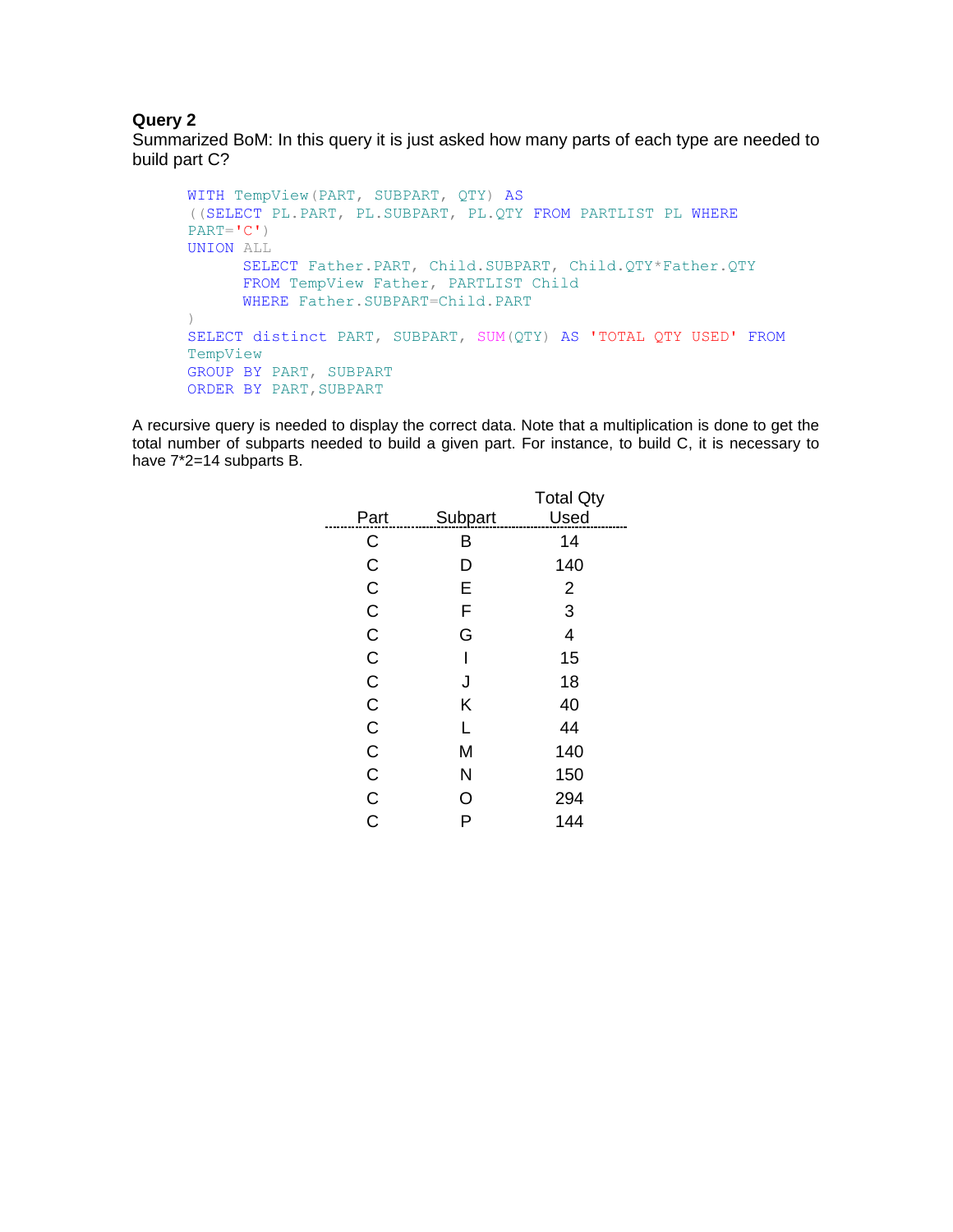**Query 2**

Summarized BoM: In this query it is just asked how many parts of each type are needed to build part C?

```
WITH TempView(PART, SUBPART, QTY) AS
((SELECT PL.PART, PL.SUBPART, PL.QTY FROM PARTLIST PL WHERE
PART='C')
UNION ALL
      SELECT Father.PART, Child.SUBPART, Child.QTY*Father.QTY
      FROM TempView Father, PARTLIST Child
      WHERE Father.SUBPART=Child.PART
)
SELECT distinct PART, SUBPART, SUM(QTY) AS 'TOTAL QTY USED' FROM
TempView
GROUP BY PART, SUBPART
ORDER BY PART,SUBPART
```

A recursive query is needed to display the correct data. Note that a multiplication is done to get the total number of subparts needed to build a given part. For instance, to build C, it is necessary to have 7*2=14 subparts B.

| Part | Subpart | Total Qty Used |
|---|---|---|
| C | B | 14 |
| C | D | 140 |
| C | E | 2 |
| C | F | 3 |
| C | G | 4 |
| C | I | 15 |
| C | J | 18 |
| C | K | 40 |
| C | L | 44 |
| C | M | 140 |
| C | N | 150 |
| C | O | 294 |
| C | P | 144 |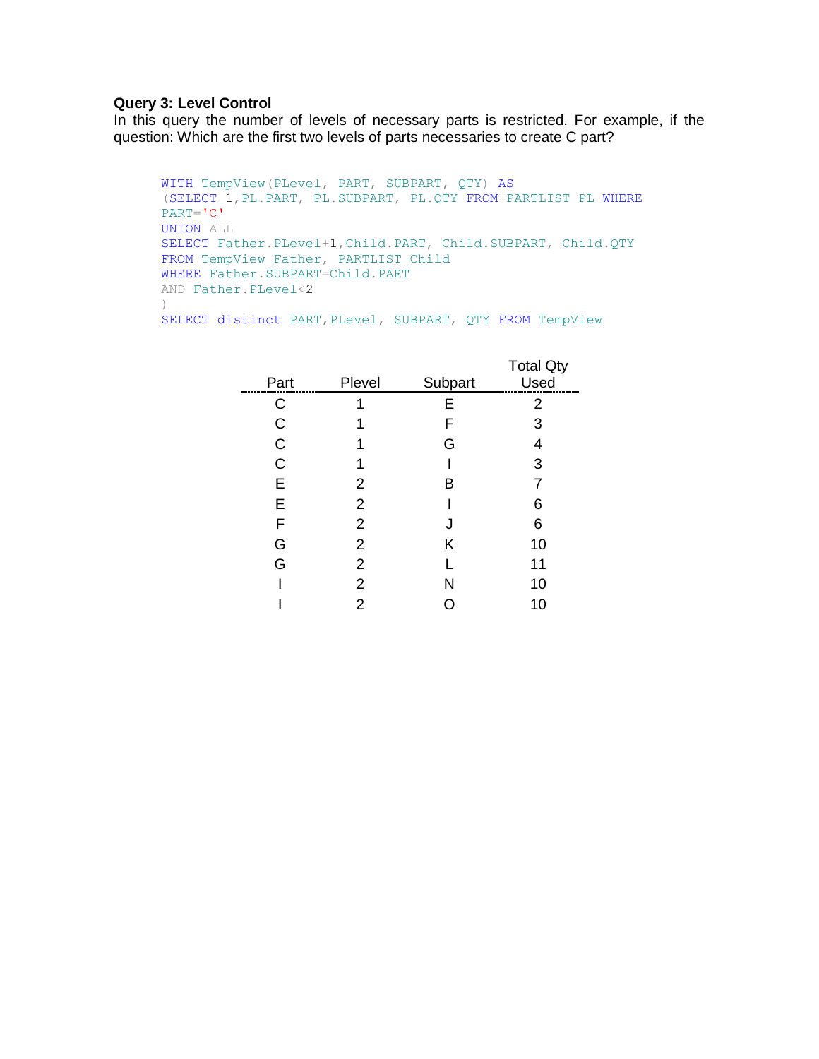**Query 3: Level Control**

In this query the number of levels of necessary parts is restricted. For example, if the question: Which are the first two levels of parts necessaries to create C part?

```
WITH TempView(PLevel, PART, SUBPART, QTY) AS
(SELECT 1,PL.PART, PL.SUBPART, PL.QTY FROM PARTLIST PL WHERE
PART='C'
UNION ALL
SELECT Father.PLevel+1,Child.PART, Child.SUBPART, Child.QTY
FROM TempView Father, PARTLIST Child
WHERE Father.SUBPART=Child.PART
AND Father.PLevel<2
)
SELECT distinct PART,PLevel, SUBPART, QTY FROM TempView
```

| Part | Plevel | Subpart | Total Qty Used |
|---|---|---|---|
| C | 1 | E | 2 |
| C | 1 | F | 3 |
| C | 1 | G | 4 |
| C | 1 | I | 3 |
| E | 2 | B | 7 |
| E | 2 | I | 6 |
| F | 2 | J | 6 |
| G | 2 | K | 10 |
| G | 2 | L | 11 |
| I | 2 | N | 10 |
| I | 2 | O | 10 |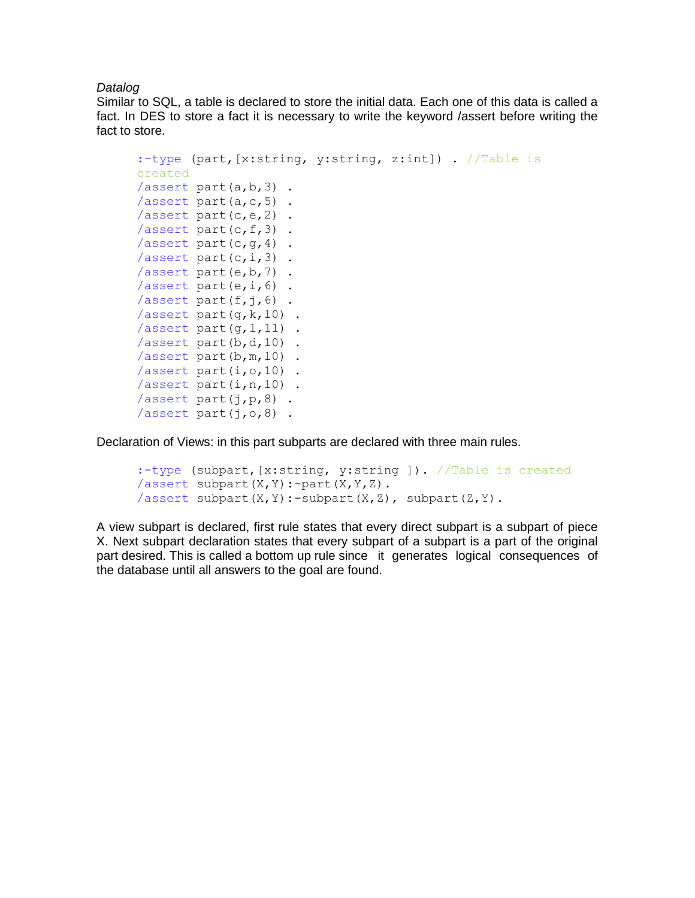*Datalog*

Similar to SQL, a table is declared to store the initial data. Each one of this data is called a fact. In DES to store a fact it is necessary to write the keyword /assert before writing the fact to store.

```
:-type (part,[x:string, y:string, z:int]) . //Table is
created
/assert part(a,b,3) .
/assert part(a,c,5) .
/assert part(c,e,2) .
/assert part(c,f,3) .
/assert part(c,g,4) .
/assert part(c,i,3) .
/assert part(e,b,7) .
/assert part(e,i,6) .
/assert part(f,j,6) .
/assert part(g,k,10) .
/assert part(g,l,11) .
/assert part(b,d,10) .
/assert part(b,m,10) .
/assert part(i,o,10) .
/assert part(i,n,10) .
/assert part(j,p,8) .
/assert part(j,o,8) .
```

Declaration of Views: in this part subparts are declared with three main rules.

```
:-type (subpart,[x:string, y:string ]). //Table is created
/assert subpart(X,Y):-part(X,Y,Z).
/assert subpart(X,Y):-subpart(X,Z), subpart(Z,Y).
```

A view subpart is declared, first rule states that every direct subpart is a subpart of piece X. Next subpart declaration states that every subpart of a subpart is a part of the original part desired. This is called a bottom up rule since it generates logical consequences of the database until all answers to the goal are found.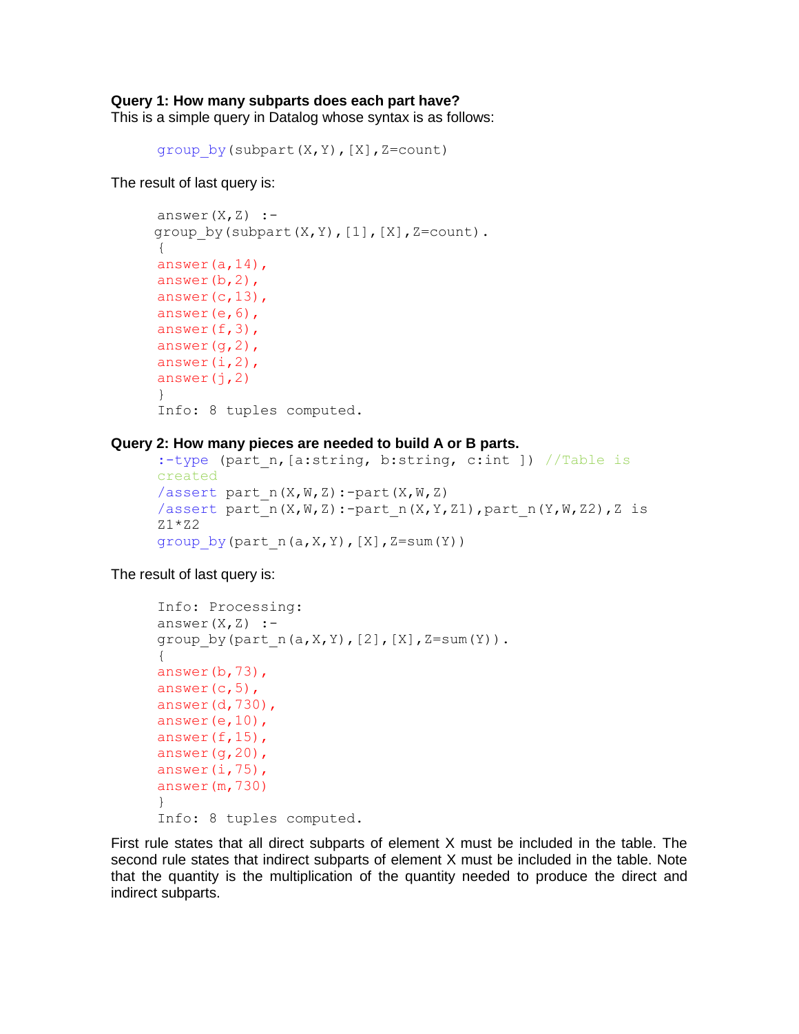**Query 1: How many subparts does each part have?**

This is a simple query in Datalog whose syntax is as follows:

```
group_by(subpart(X,Y),[X],Z=count)
```

The result of last query is:

```
answer(X,Z) :-
group_by(subpart(X,Y),[1],[X],Z=count).
{
answer(a,14),
answer(b,2),
answer(c,13),
answer(e,6),
answer(f,3),
answer(g,2),
answer(i,2),
answer(j,2)
}
Info: 8 tuples computed.
```

**Query 2: How many pieces are needed to build A or B parts.**

```
:-type (part_n,[a:string, b:string, c:int ]) //Table is
created
/assert part_n(X,W,Z):-part(X,W,Z)
/assert part_n(X,W,Z):-part_n(X,Y,Z1),part_n(Y,W,Z2),Z is
Z1*Z2
group_by(part_n(a,X,Y),[X],Z=sum(Y))
```

The result of last query is:

```
Info: Processing:
answer(X,Z) :-
group_by(part_n(a,X,Y),[2],[X],Z=sum(Y)).
{
answer(b,73),
answer(c,5),
answer(d,730),
answer(e,10),
answer(f,15),
answer(g,20),
answer(i,75),
answer(m,730)
}
Info: 8 tuples computed.
```

First rule states that all direct subparts of element X must be included in the table. The second rule states that indirect subparts of element X must be included in the table. Note that the quantity is the multiplication of the quantity needed to produce the direct and indirect subparts.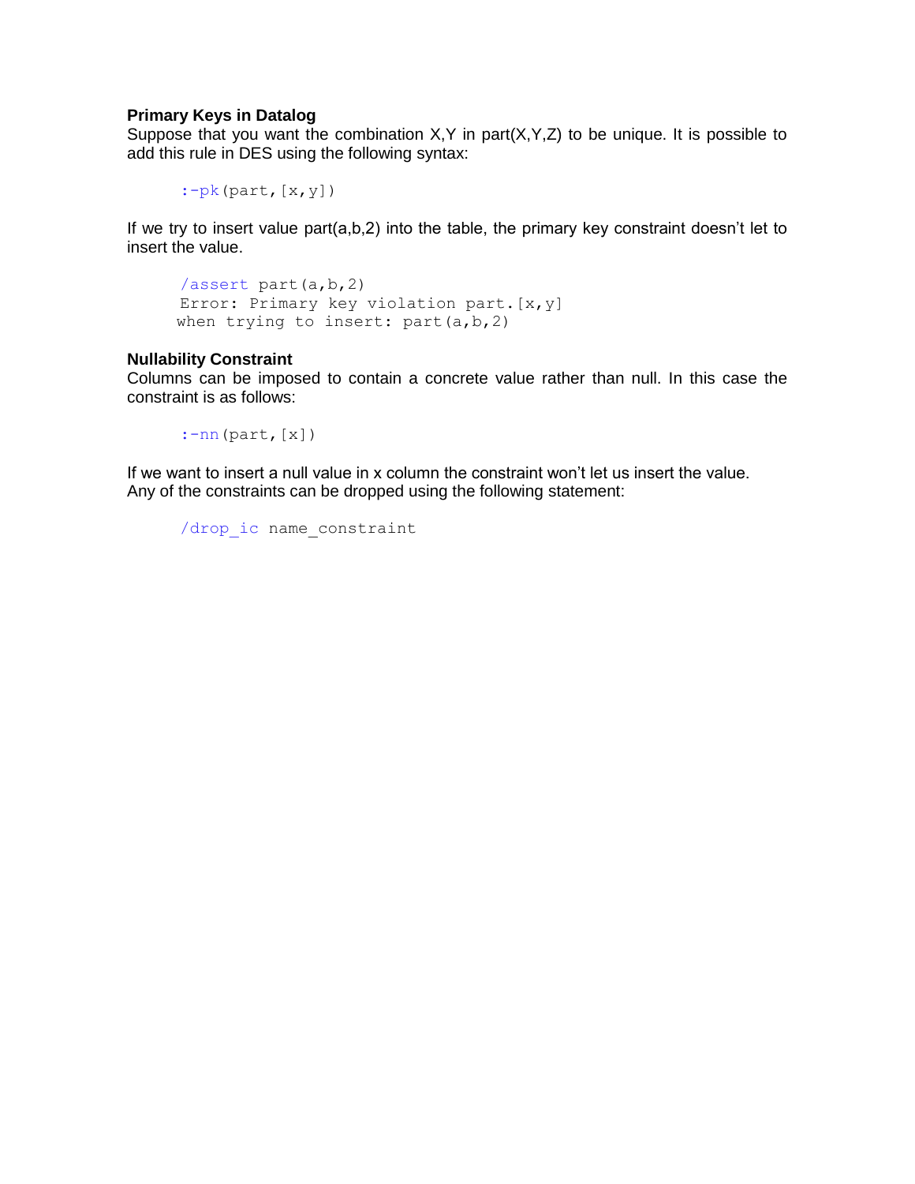### Primary Keys in Datalog

Suppose that you want the combination X,Y in part(X,Y,Z) to be unique. It is possible to add this rule in DES using the following syntax:

```
:-pk(part,[x,y])
```

If we try to insert value part(a,b,2) into the table, the primary key constraint doesn't let to insert the value.

```
/assert part(a,b,2)
Error: Primary key violation part.[x,y]
when trying to insert: part(a,b,2)
```

### Nullability Constraint

Columns can be imposed to contain a concrete value rather than null. In this case the constraint is as follows:

```
:-nn(part,[x])
```

If we want to insert a null value in x column the constraint won't let us insert the value.
Any of the constraints can be dropped using the following statement:

```
/drop_ic name_constraint
```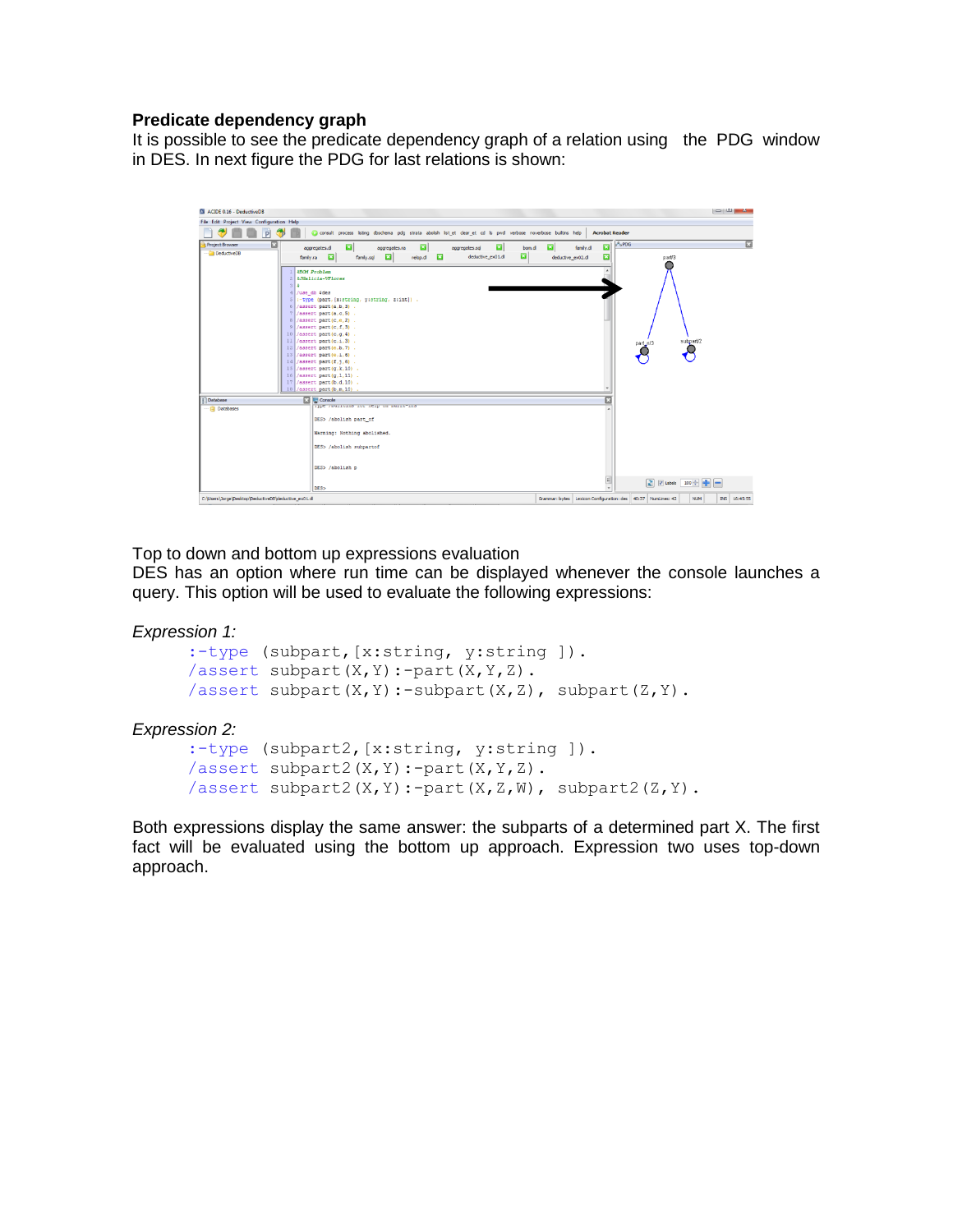**Predicate dependency graph**

It is possible to see the predicate dependency graph of a relation using the PDG window in DES. In next figure the PDG for last relations is shown:

Top to down and bottom up expressions evaluation

DES has an option where run time can be displayed whenever the console launches a query. This option will be used to evaluate the following expressions:

*Expression 1:*

```
:-type (subpart,[x:string, y:string ]).
/assert subpart(X,Y):-part(X,Y,Z).
/assert subpart(X,Y):-subpart(X,Z), subpart(Z,Y).
```

*Expression 2:*

```
:-type (subpart2,[x:string, y:string ]).
/assert subpart2(X,Y):-part(X,Y,Z).
/assert subpart2(X,Y):-part(X,Z,W), subpart2(Z,Y).
```

Both expressions display the same answer: the subparts of a determined part X. The first fact will be evaluated using the bottom up approach. Expression two uses top-down approach.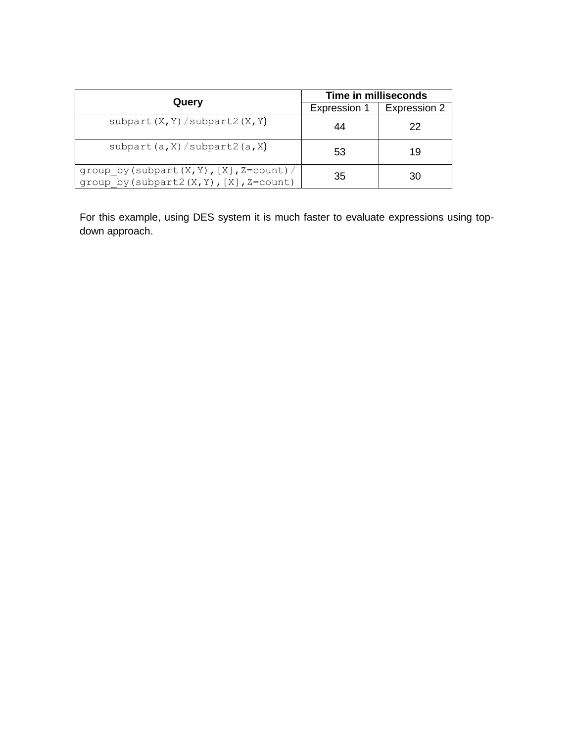| Query | Time in milliseconds | |
|---|---|---|
| | Expression 1 | Expression 2 |
| subpart(X,Y)/subpart2(X,Y) | 44 | 22 |
| subpart(a,X)/subpart2(a,X) | 53 | 19 |
| group_by(subpart(X,Y),[X],Z=count)/ group_by(subpart2(X,Y),[X],Z=count) | 35 | 30 |

For this example, using DES system it is much faster to evaluate expressions using top-down approach.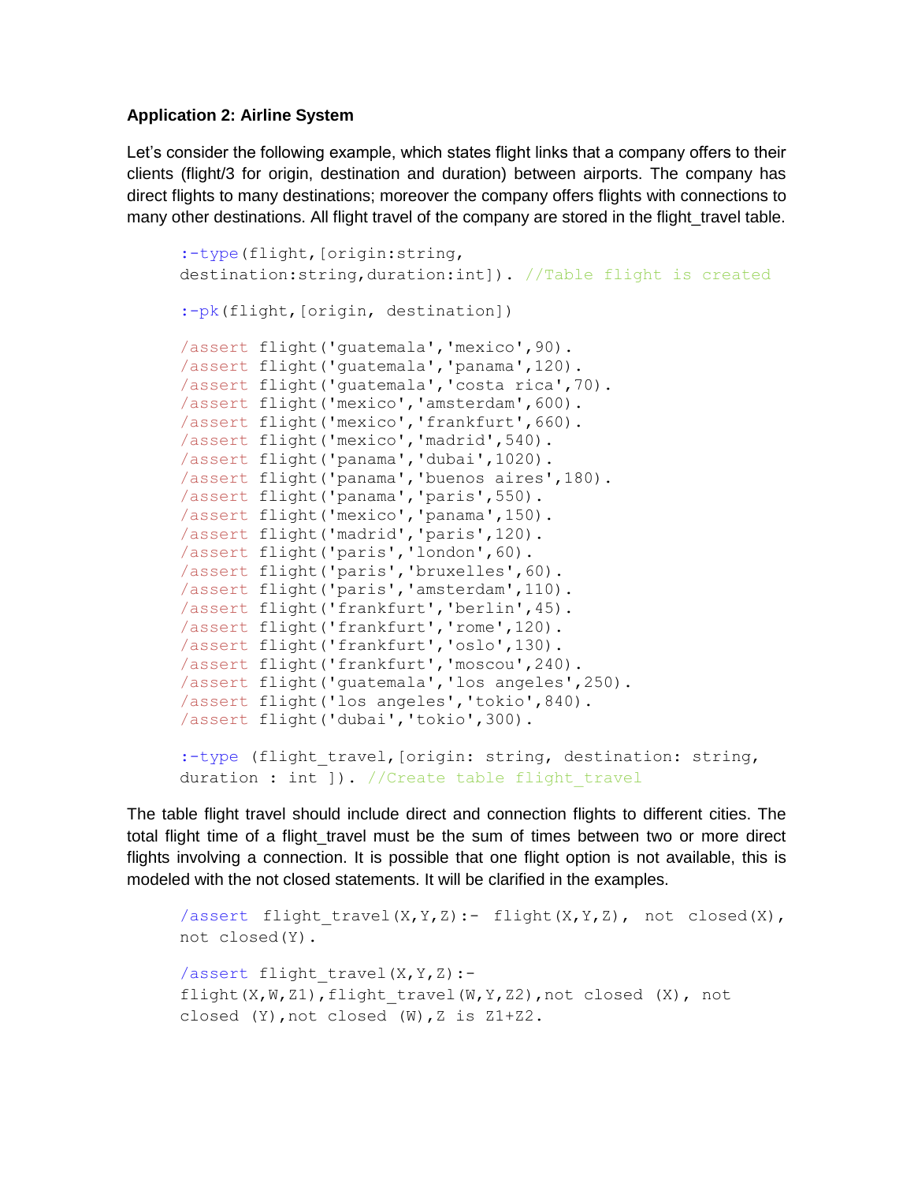**Application 2: Airline System**

Let's consider the following example, which states flight links that a company offers to their clients (flight/3 for origin, destination and duration) between airports. The company has direct flights to many destinations; moreover the company offers flights with connections to many other destinations. All flight travel of the company are stored in the flight_travel table.

```
:-type(flight,[origin:string,
destination:string,duration:int]). //Table flight is created

:-pk(flight,[origin, destination])

/assert flight('guatemala','mexico',90).
/assert flight('guatemala','panama',120).
/assert flight('guatemala','costa rica',70).
/assert flight('mexico','amsterdam',600).
/assert flight('mexico','frankfurt',660).
/assert flight('mexico','madrid',540).
/assert flight('panama','dubai',1020).
/assert flight('panama','buenos aires',180).
/assert flight('panama','paris',550).
/assert flight('mexico','panama',150).
/assert flight('madrid','paris',120).
/assert flight('paris','london',60).
/assert flight('paris','bruxelles',60).
/assert flight('paris','amsterdam',110).
/assert flight('frankfurt','berlin',45).
/assert flight('frankfurt','rome',120).
/assert flight('frankfurt','oslo',130).
/assert flight('frankfurt','moscou',240).
/assert flight('guatemala','los angeles',250).
/assert flight('los angeles','tokio',840).
/assert flight('dubai','tokio',300).

:-type (flight_travel,[origin: string, destination: string,
duration : int ]). //Create table flight_travel
```

The table flight travel should include direct and connection flights to different cities. The total flight time of a flight_travel must be the sum of times between two or more direct flights involving a connection. It is possible that one flight option is not available, this is modeled with the not closed statements. It will be clarified in the examples.

```
/assert flight_travel(X,Y,Z):- flight(X,Y,Z), not closed(X),
not closed(Y).

/assert flight_travel(X,Y,Z):-
flight(X,W,Z1),flight_travel(W,Y,Z2),not closed (X), not
closed (Y),not closed (W),Z is Z1+Z2.
```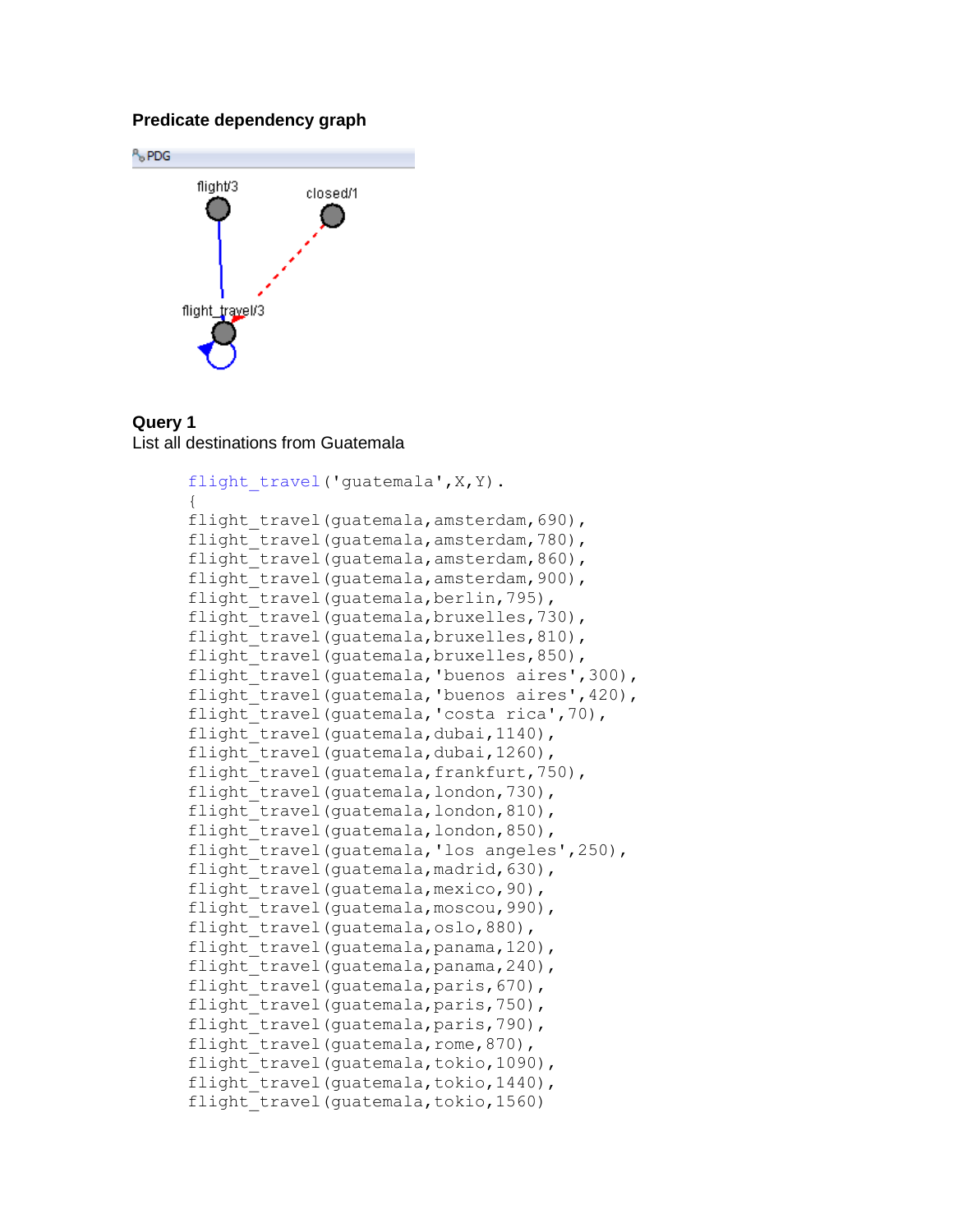**Predicate dependency graph**

**Query 1**
List all destinations from Guatemala

```
flight_travel('guatemala',X,Y).
{
flight_travel(guatemala,amsterdam,690),
flight_travel(guatemala,amsterdam,780),
flight_travel(guatemala,amsterdam,860),
flight_travel(guatemala,amsterdam,900),
flight_travel(guatemala,berlin,795),
flight_travel(guatemala,bruxelles,730),
flight_travel(guatemala,bruxelles,810),
flight_travel(guatemala,bruxelles,850),
flight_travel(guatemala,'buenos aires',300),
flight_travel(guatemala,'buenos aires',420),
flight_travel(guatemala,'costa rica',70),
flight_travel(guatemala,dubai,1140),
flight_travel(guatemala,dubai,1260),
flight_travel(guatemala,frankfurt,750),
flight_travel(guatemala,london,730),
flight_travel(guatemala,london,810),
flight_travel(guatemala,london,850),
flight_travel(guatemala,'los angeles',250),
flight_travel(guatemala,madrid,630),
flight_travel(guatemala,mexico,90),
flight_travel(guatemala,moscou,990),
flight_travel(guatemala,oslo,880),
flight_travel(guatemala,panama,120),
flight_travel(guatemala,panama,240),
flight_travel(guatemala,paris,670),
flight_travel(guatemala,paris,750),
flight_travel(guatemala,paris,790),
flight_travel(guatemala,rome,870),
flight_travel(guatemala,tokio,1090),
flight_travel(guatemala,tokio,1440),
flight_travel(guatemala,tokio,1560)
```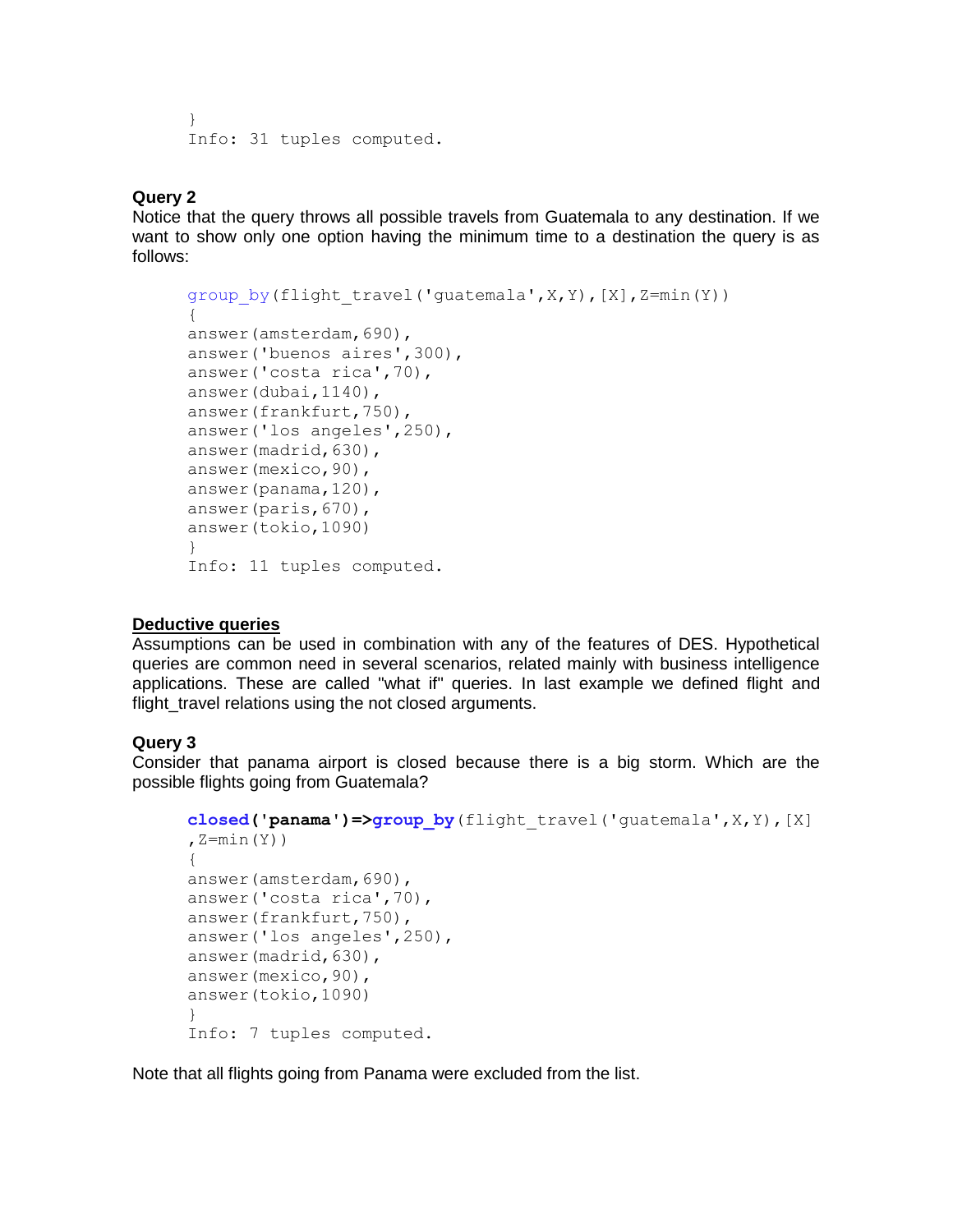```
}
Info: 31 tuples computed.
```

**Query 2**

Notice that the query throws all possible travels from Guatemala to any destination. If we want to show only one option having the minimum time to a destination the query is as follows:

```
group_by(flight_travel('guatemala',X,Y),[X],Z=min(Y))
{
answer(amsterdam,690),
answer('buenos aires',300),
answer('costa rica',70),
answer(dubai,1140),
answer(frankfurt,750),
answer('los angeles',250),
answer(madrid,630),
answer(mexico,90),
answer(panama,120),
answer(paris,670),
answer(tokio,1090)
}
Info: 11 tuples computed.
```

**<u>Deductive queries</u>**

Assumptions can be used in combination with any of the features of DES. Hypothetical queries are common need in several scenarios, related mainly with business intelligence applications. These are called "what if" queries. In last example we defined flight and flight_travel relations using the not closed arguments.

**Query 3**

Consider that panama airport is closed because there is a big storm. Which are the possible flights going from Guatemala?

```
closed('panama')=>group_by(flight_travel('guatemala',X,Y),[X]
,Z=min(Y))
{
answer(amsterdam,690),
answer('costa rica',70),
answer(frankfurt,750),
answer('los angeles',250),
answer(madrid,630),
answer(mexico,90),
answer(tokio,1090)
}
Info: 7 tuples computed.
```

Note that all flights going from Panama were excluded from the list.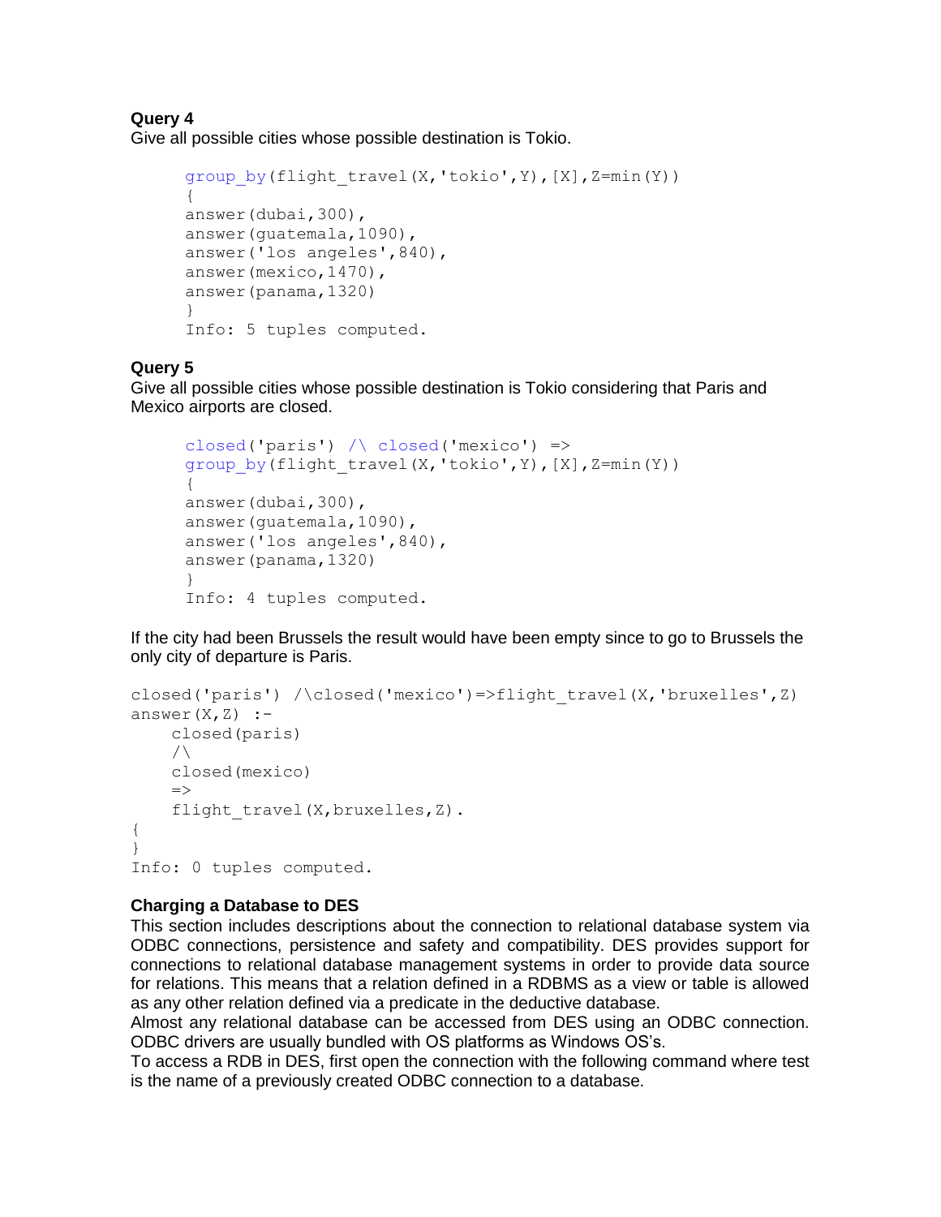**Query 4**

Give all possible cities whose possible destination is Tokio.

```
group_by(flight_travel(X,'tokio',Y),[X],Z=min(Y))
{
answer(dubai,300),
answer(guatemala,1090),
answer('los angeles',840),
answer(mexico,1470),
answer(panama,1320)
}
Info: 5 tuples computed.
```

**Query 5**

Give all possible cities whose possible destination is Tokio considering that Paris and Mexico airports are closed.

```
closed('paris') /\ closed('mexico') =>
group_by(flight_travel(X,'tokio',Y),[X],Z=min(Y))
{
answer(dubai,300),
answer(guatemala,1090),
answer('los angeles',840),
answer(panama,1320)
}
Info: 4 tuples computed.
```

If the city had been Brussels the result would have been empty since to go to Brussels the only city of departure is Paris.

```
closed('paris') /\closed('mexico')=>flight_travel(X,'bruxelles',Z)
answer(X,Z) :-
    closed(paris)
    /\
    closed(mexico)
    =>
    flight_travel(X,bruxelles,Z).
{
}
Info: 0 tuples computed.
```

**Charging a Database to DES**

This section includes descriptions about the connection to relational database system via ODBC connections, persistence and safety and compatibility. DES provides support for connections to relational database management systems in order to provide data source for relations. This means that a relation defined in a RDBMS as a view or table is allowed as any other relation defined via a predicate in the deductive database.

Almost any relational database can be accessed from DES using an ODBC connection. ODBC drivers are usually bundled with OS platforms as Windows OS's.

To access a RDB in DES, first open the connection with the following command where test is the name of a previously created ODBC connection to a database.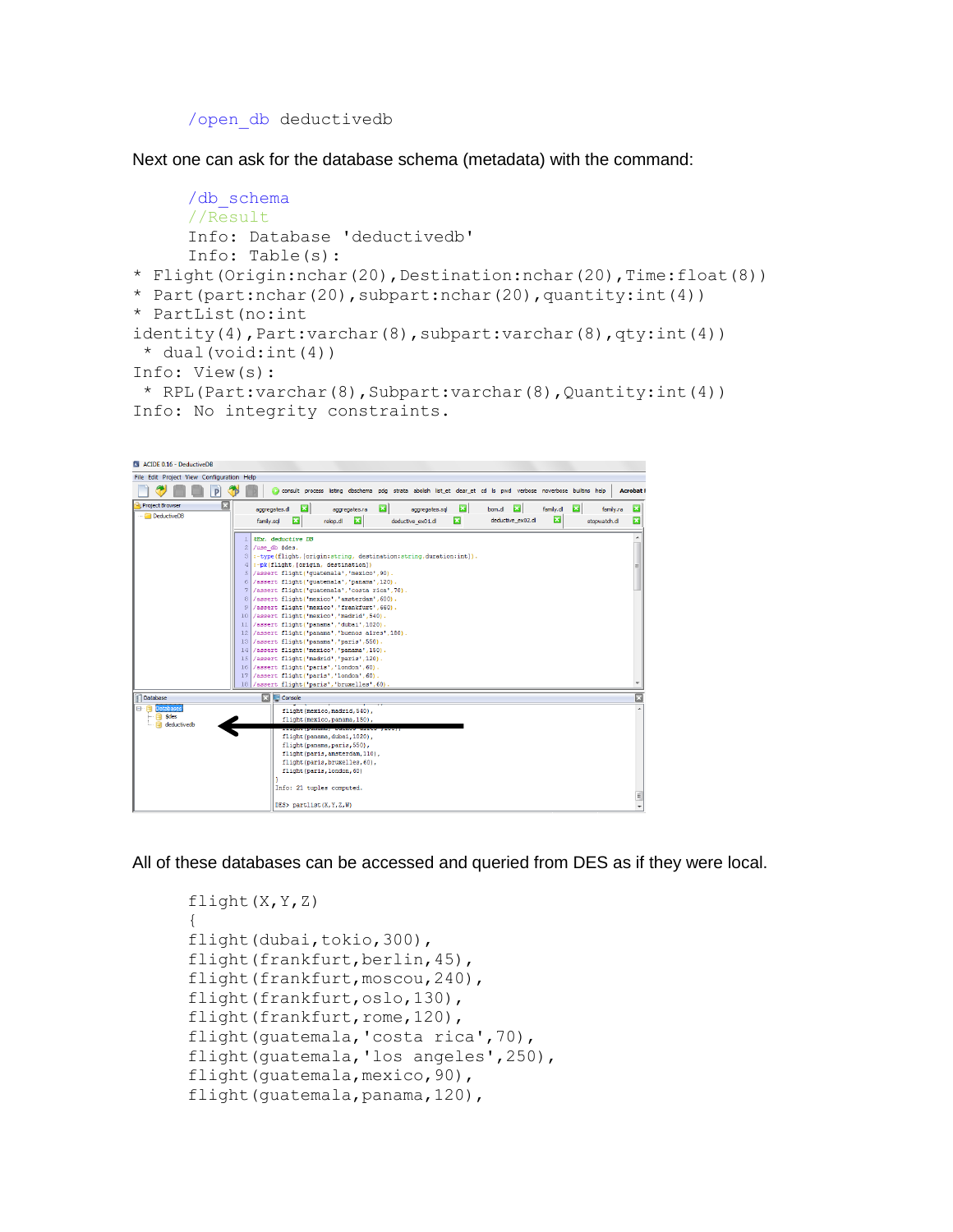```
/open_db deductivedb
```

Next one can ask for the database schema (metadata) with the command:

```
/db_schema
//Result
Info: Database 'deductivedb'
Info: Table(s):
* Flight(Origin:nchar(20),Destination:nchar(20),Time:float(8))
* Part(part:nchar(20),subpart:nchar(20),quantity:int(4))
* PartList(no:int
identity(4),Part:varchar(8),subpart:varchar(8),qty:int(4))
 * dual(void:int(4))
Info: View(s):
 * RPL(Part:varchar(8),Subpart:varchar(8),Quantity:int(4))
Info: No integrity constraints.
```

All of these databases can be accessed and queried from DES as if they were local.

```
flight(X,Y,Z)
{
flight(dubai,tokio,300),
flight(frankfurt,berlin,45),
flight(frankfurt,moscou,240),
flight(frankfurt,oslo,130),
flight(frankfurt,rome,120),
flight(guatemala,'costa rica',70),
flight(guatemala,'los angeles',250),
flight(guatemala,mexico,90),
flight(guatemala,panama,120),
```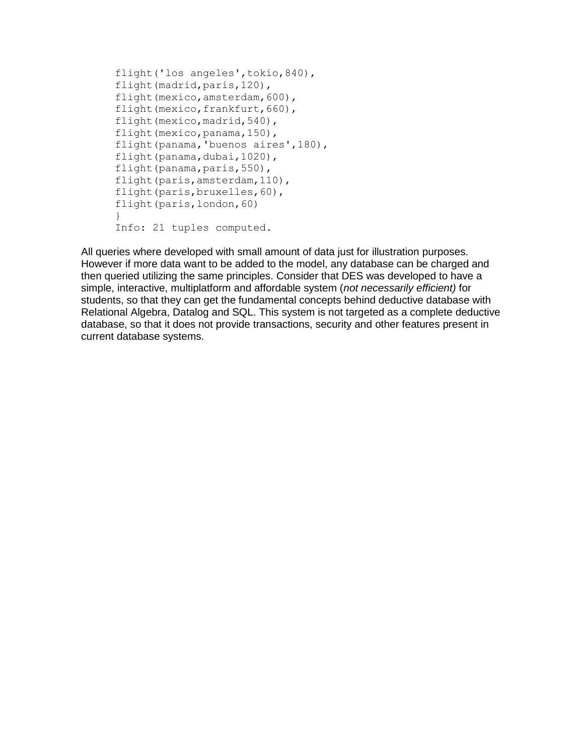```
flight('los angeles',tokio,840),
flight(madrid,paris,120),
flight(mexico,amsterdam,600),
flight(mexico,frankfurt,660),
flight(mexico,madrid,540),
flight(mexico,panama,150),
flight(panama,'buenos aires',180),
flight(panama,dubai,1020),
flight(panama,paris,550),
flight(paris,amsterdam,110),
flight(paris,bruxelles,60),
flight(paris,london,60)
}
Info: 21 tuples computed.
```

All queries where developed with small amount of data just for illustration purposes. However if more data want to be added to the model, any database can be charged and then queried utilizing the same principles. Consider that DES was developed to have a simple, interactive, multiplatform and affordable system (*not necessarily efficient)* for students, so that they can get the fundamental concepts behind deductive database with Relational Algebra, Datalog and SQL. This system is not targeted as a complete deductive database, so that it does not provide transactions, security and other features present in current database systems.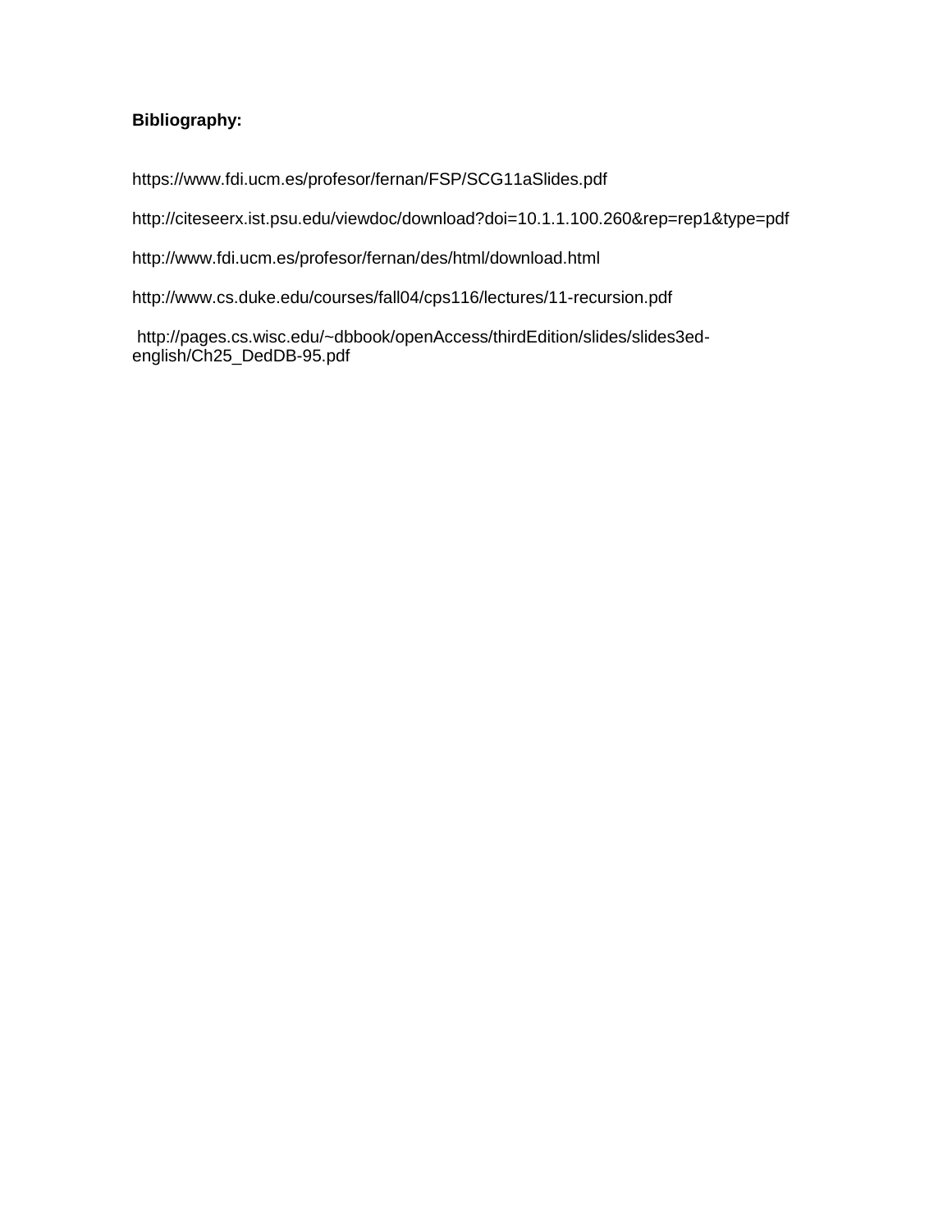**Bibliography:**

https://www.fdi.ucm.es/profesor/fernan/FSP/SCG11aSlides.pdf

http://citeseerx.ist.psu.edu/viewdoc/download?doi=10.1.1.100.260&rep=rep1&type=pdf

http://www.fdi.ucm.es/profesor/fernan/des/html/download.html

http://www.cs.duke.edu/courses/fall04/cps116/lectures/11-recursion.pdf

http://pages.cs.wisc.edu/~dbbook/openAccess/thirdEdition/slides/slides3ed-english/Ch25_DedDB-95.pdf